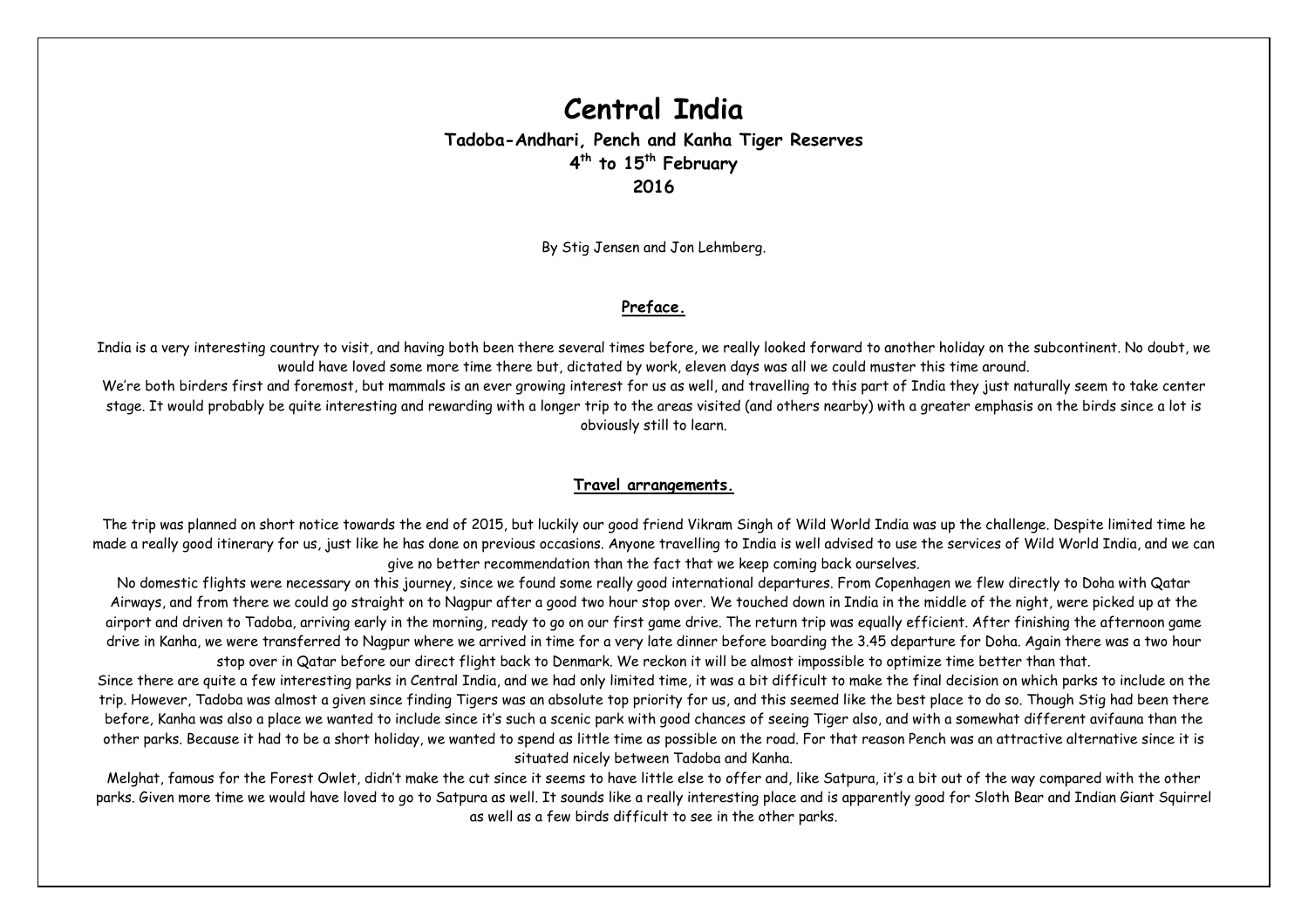# Central India

## Tadoba-Andhari, Pench and Kanha Tiger Reserves

## 4th to 15th February

## 2016

By Stig Jensen and Jon Lehmberg.

### Preface.

India is a very interesting country to visit, and having both been there several times before, we really looked forward to another holiday on the subcontinent. No doubt, we would have loved some more time there but, dictated by work, eleven days was all we could muster this time around.
We're both birders first and foremost, but mammals is an ever growing interest for us as well, and travelling to this part of India they just naturally seem to take center stage. It would probably be quite interesting and rewarding with a longer trip to the areas visited (and others nearby) with a greater emphasis on the birds since a lot is obviously still to learn.

### Travel arrangements.

The trip was planned on short notice towards the end of 2015, but luckily our good friend Vikram Singh of Wild World India was up the challenge. Despite limited time he made a really good itinerary for us, just like he has done on previous occasions. Anyone travelling to India is well advised to use the services of Wild World India, and we can give no better recommendation than the fact that we keep coming back ourselves.
No domestic flights were necessary on this journey, since we found some really good international departures. From Copenhagen we flew directly to Doha with Qatar Airways, and from there we could go straight on to Nagpur after a good two hour stop over. We touched down in India in the middle of the night, were picked up at the airport and driven to Tadoba, arriving early in the morning, ready to go on our first game drive. The return trip was equally efficient. After finishing the afternoon game drive in Kanha, we were transferred to Nagpur where we arrived in time for a very late dinner before boarding the 3.45 departure for Doha. Again there was a two hour stop over in Qatar before our direct flight back to Denmark. We reckon it will be almost impossible to optimize time better than that.
Since there are quite a few interesting parks in Central India, and we had only limited time, it was a bit difficult to make the final decision on which parks to include on the trip. However, Tadoba was almost a given since finding Tigers was an absolute top priority for us, and this seemed like the best place to do so. Though Stig had been there before, Kanha was also a place we wanted to include since it's such a scenic park with good chances of seeing Tiger also, and with a somewhat different avifauna than the other parks. Because it had to be a short holiday, we wanted to spend as little time as possible on the road. For that reason Pench was an attractive alternative since it is situated nicely between Tadoba and Kanha.
Melghat, famous for the Forest Owlet, didn't make the cut since it seems to have little else to offer and, like Satpura, it's a bit out of the way compared with the other parks. Given more time we would have loved to go to Satpura as well. It sounds like a really interesting place and is apparently good for Sloth Bear and Indian Giant Squirrel as well as a few birds difficult to see in the other parks.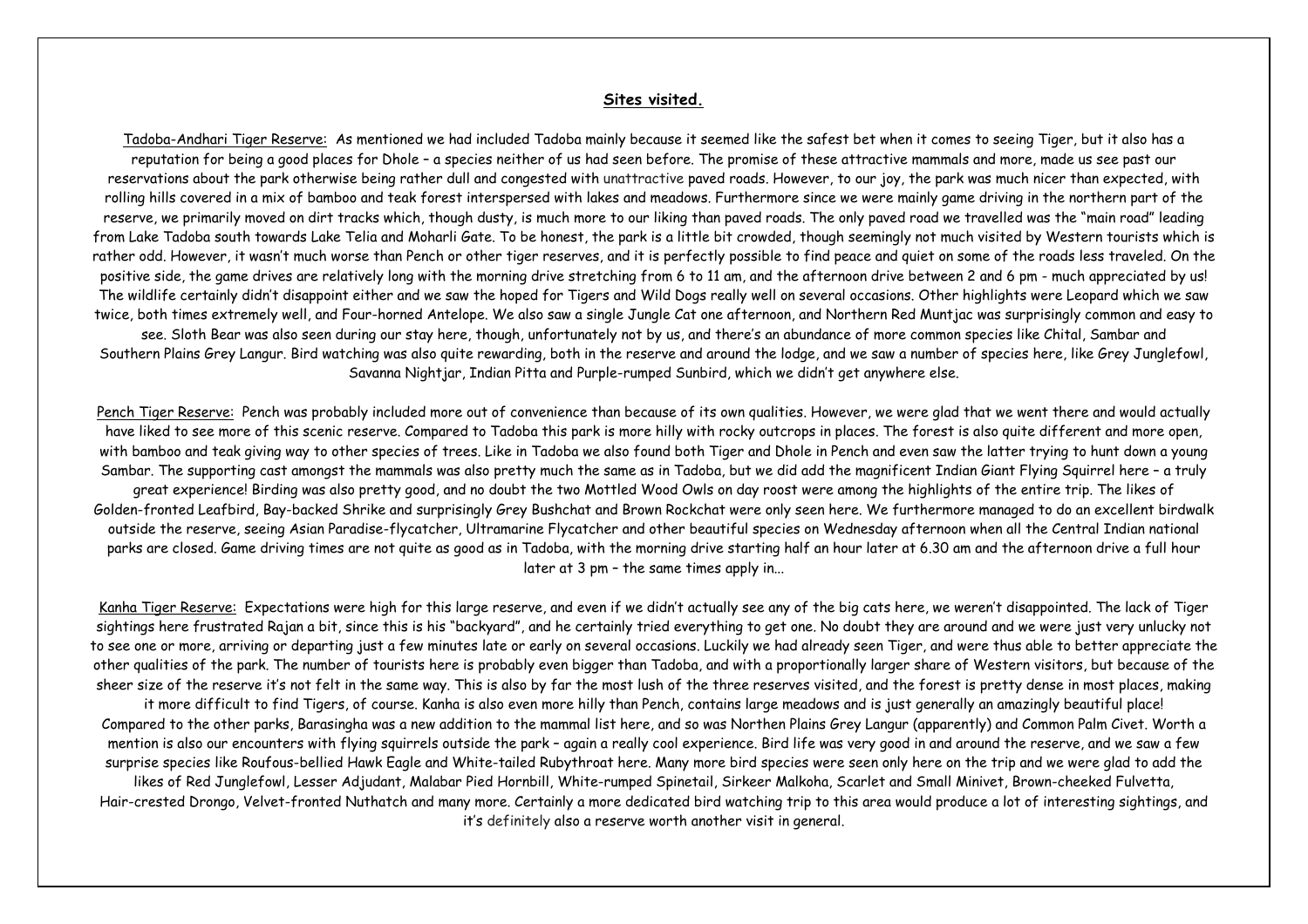## Sites visited.

Tadoba-Andhari Tiger Reserve: As mentioned we had included Tadoba mainly because it seemed like the safest bet when it comes to seeing Tiger, but it also has a reputation for being a good places for Dhole – a species neither of us had seen before. The promise of these attractive mammals and more, made us see past our reservations about the park otherwise being rather dull and congested with unattractive paved roads. However, to our joy, the park was much nicer than expected, with rolling hills covered in a mix of bamboo and teak forest interspersed with lakes and meadows. Furthermore since we were mainly game driving in the northern part of the reserve, we primarily moved on dirt tracks which, though dusty, is much more to our liking than paved roads. The only paved road we travelled was the "main road" leading from Lake Tadoba south towards Lake Telia and Moharli Gate. To be honest, the park is a little bit crowded, though seemingly not much visited by Western tourists which is rather odd. However, it wasn't much worse than Pench or other tiger reserves, and it is perfectly possible to find peace and quiet on some of the roads less traveled. On the positive side, the game drives are relatively long with the morning drive stretching from 6 to 11 am, and the afternoon drive between 2 and 6 pm - much appreciated by us! The wildlife certainly didn't disappoint either and we saw the hoped for Tigers and Wild Dogs really well on several occasions. Other highlights were Leopard which we saw twice, both times extremely well, and Four-horned Antelope. We also saw a single Jungle Cat one afternoon, and Northern Red Muntjac was surprisingly common and easy to see. Sloth Bear was also seen during our stay here, though, unfortunately not by us, and there's an abundance of more common species like Chital, Sambar and Southern Plains Grey Langur. Bird watching was also quite rewarding, both in the reserve and around the lodge, and we saw a number of species here, like Grey Junglefowl, Savanna Nightjar, Indian Pitta and Purple-rumped Sunbird, which we didn't get anywhere else.

Pench Tiger Reserve: Pench was probably included more out of convenience than because of its own qualities. However, we were glad that we went there and would actually have liked to see more of this scenic reserve. Compared to Tadoba this park is more hilly with rocky outcrops in places. The forest is also quite different and more open, with bamboo and teak giving way to other species of trees. Like in Tadoba we also found both Tiger and Dhole in Pench and even saw the latter trying to hunt down a young Sambar. The supporting cast amongst the mammals was also pretty much the same as in Tadoba, but we did add the magnificent Indian Giant Flying Squirrel here – a truly great experience! Birding was also pretty good, and no doubt the two Mottled Wood Owls on day roost were among the highlights of the entire trip. The likes of Golden-fronted Leafbird, Bay-backed Shrike and surprisingly Grey Bushchat and Brown Rockchat were only seen here. We furthermore managed to do an excellent birdwalk outside the reserve, seeing Asian Paradise-flycatcher, Ultramarine Flycatcher and other beautiful species on Wednesday afternoon when all the Central Indian national parks are closed. Game driving times are not quite as good as in Tadoba, with the morning drive starting half an hour later at 6.30 am and the afternoon drive a full hour later at 3 pm – the same times apply in...

Kanha Tiger Reserve: Expectations were high for this large reserve, and even if we didn't actually see any of the big cats here, we weren't disappointed. The lack of Tiger sightings here frustrated Rajan a bit, since this is his "backyard", and he certainly tried everything to get one. No doubt they are around and we were just very unlucky not to see one or more, arriving or departing just a few minutes late or early on several occasions. Luckily we had already seen Tiger, and were thus able to better appreciate the other qualities of the park. The number of tourists here is probably even bigger than Tadoba, and with a proportionally larger share of Western visitors, but because of the sheer size of the reserve it's not felt in the same way. This is also by far the most lush of the three reserves visited, and the forest is pretty dense in most places, making it more difficult to find Tigers, of course. Kanha is also even more hilly than Pench, contains large meadows and is just generally an amazingly beautiful place! Compared to the other parks, Barasingha was a new addition to the mammal list here, and so was Northen Plains Grey Langur (apparently) and Common Palm Civet. Worth a mention is also our encounters with flying squirrels outside the park – again a really cool experience. Bird life was very good in and around the reserve, and we saw a few surprise species like Roufous-bellied Hawk Eagle and White-tailed Rubythroat here. Many more bird species were seen only here on the trip and we were glad to add the likes of Red Junglefowl, Lesser Adjudant, Malabar Pied Hornbill, White-rumped Spinetail, Sirkeer Malkoha, Scarlet and Small Minivet, Brown-cheeked Fulvetta, Hair-crested Drongo, Velvet-fronted Nuthatch and many more. Certainly a more dedicated bird watching trip to this area would produce a lot of interesting sightings, and it's definitely also a reserve worth another visit in general.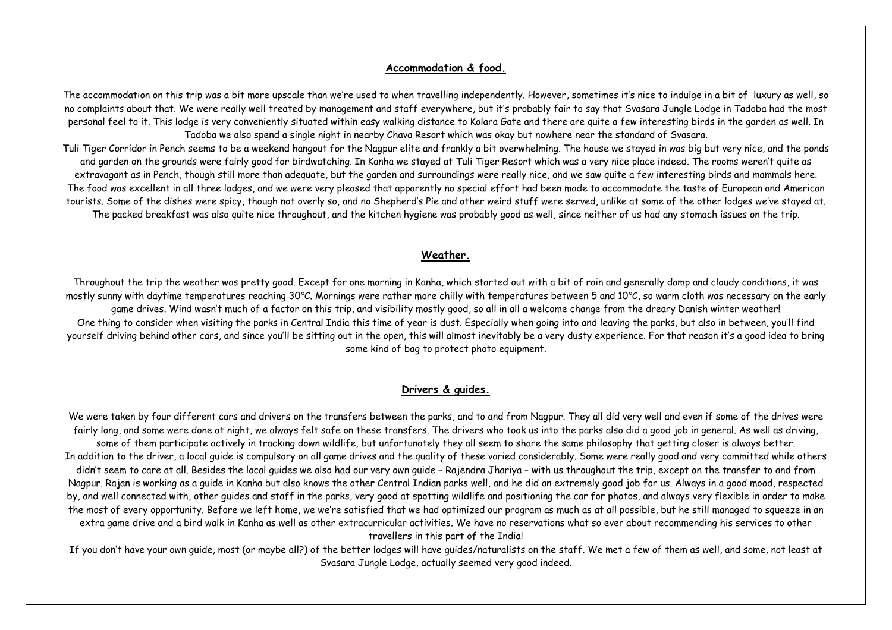## Accommodation & food.

The accommodation on this trip was a bit more upscale than we're used to when travelling independently. However, sometimes it's nice to indulge in a bit of luxury as well, so no complaints about that. We were really well treated by management and staff everywhere, but it's probably fair to say that Svasara Jungle Lodge in Tadoba had the most personal feel to it. This lodge is very conveniently situated within easy walking distance to Kolara Gate and there are quite a few interesting birds in the garden as well. In Tadoba we also spend a single night in nearby Chava Resort which was okay but nowhere near the standard of Svasara.

Tuli Tiger Corridor in Pench seems to be a weekend hangout for the Nagpur elite and frankly a bit overwhelming. The house we stayed in was big but very nice, and the ponds and garden on the grounds were fairly good for birdwatching. In Kanha we stayed at Tuli Tiger Resort which was a very nice place indeed. The rooms weren't quite as extravagant as in Pench, though still more than adequate, but the garden and surroundings were really nice, and we saw quite a few interesting birds and mammals here. The food was excellent in all three lodges, and we were very pleased that apparently no special effort had been made to accommodate the taste of European and American tourists. Some of the dishes were spicy, though not overly so, and no Shepherd's Pie and other weird stuff were served, unlike at some of the other lodges we've stayed at. The packed breakfast was also quite nice throughout, and the kitchen hygiene was probably good as well, since neither of us had any stomach issues on the trip.

## Weather.

Throughout the trip the weather was pretty good. Except for one morning in Kanha, which started out with a bit of rain and generally damp and cloudy conditions, it was mostly sunny with daytime temperatures reaching 30°C. Mornings were rather more chilly with temperatures between 5 and 10°C, so warm cloth was necessary on the early game drives. Wind wasn't much of a factor on this trip, and visibility mostly good, so all in all a welcome change from the dreary Danish winter weather!

One thing to consider when visiting the parks in Central India this time of year is dust. Especially when going into and leaving the parks, but also in between, you'll find yourself driving behind other cars, and since you'll be sitting out in the open, this will almost inevitably be a very dusty experience. For that reason it's a good idea to bring some kind of bag to protect photo equipment.

## Drivers & guides.

We were taken by four different cars and drivers on the transfers between the parks, and to and from Nagpur. They all did very well and even if some of the drives were fairly long, and some were done at night, we always felt safe on these transfers. The drivers who took us into the parks also did a good job in general. As well as driving, some of them participate actively in tracking down wildlife, but unfortunately they all seem to share the same philosophy that getting closer is always better.

In addition to the driver, a local guide is compulsory on all game drives and the quality of these varied considerably. Some were really good and very committed while others didn't seem to care at all. Besides the local guides we also had our very own guide – Rajendra Jhariya – with us throughout the trip, except on the transfer to and from Nagpur. Rajan is working as a guide in Kanha but also knows the other Central Indian parks well, and he did an extremely good job for us. Always in a good mood, respected by, and well connected with, other guides and staff in the parks, very good at spotting wildlife and positioning the car for photos, and always very flexible in order to make the most of every opportunity. Before we left home, we we're satisfied that we had optimized our program as much as at all possible, but he still managed to squeeze in an extra game drive and a bird walk in Kanha as well as other extracurricular activities. We have no reservations what so ever about recommending his services to other travellers in this part of the India!

If you don't have your own guide, most (or maybe all?) of the better lodges will have guides/naturalists on the staff. We met a few of them as well, and some, not least at Svasara Jungle Lodge, actually seemed very good indeed.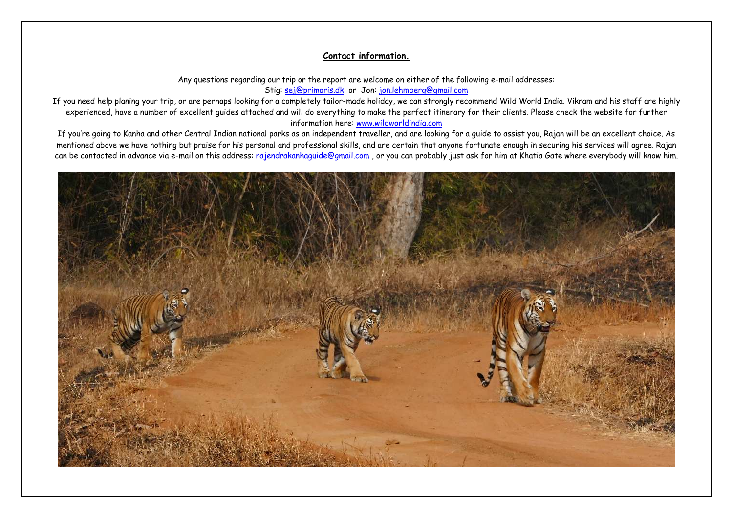## Contact information.

Any questions regarding our trip or the report are welcome on either of the following e-mail addresses:
Stig: sej@primoris.dk or Jon: jon.lehmberg@gmail.com

If you need help planing your trip, or are perhaps looking for a completely tailor-made holiday, we can strongly recommend Wild World India. Vikram and his staff are highly experienced, have a number of excellent guides attached and will do everything to make the perfect itinerary for their clients. Please check the website for further information here: www.wildworldindia.com

If you're going to Kanha and other Central Indian national parks as an independent traveller, and are looking for a guide to assist you, Rajan will be an excellent choice. As mentioned above we have nothing but praise for his personal and professional skills, and are certain that anyone fortunate enough in securing his services will agree. Rajan can be contacted in advance via e-mail on this address: rajendrakanhaguide@gmail.com , or you can probably just ask for him at Khatia Gate where everybody will know him.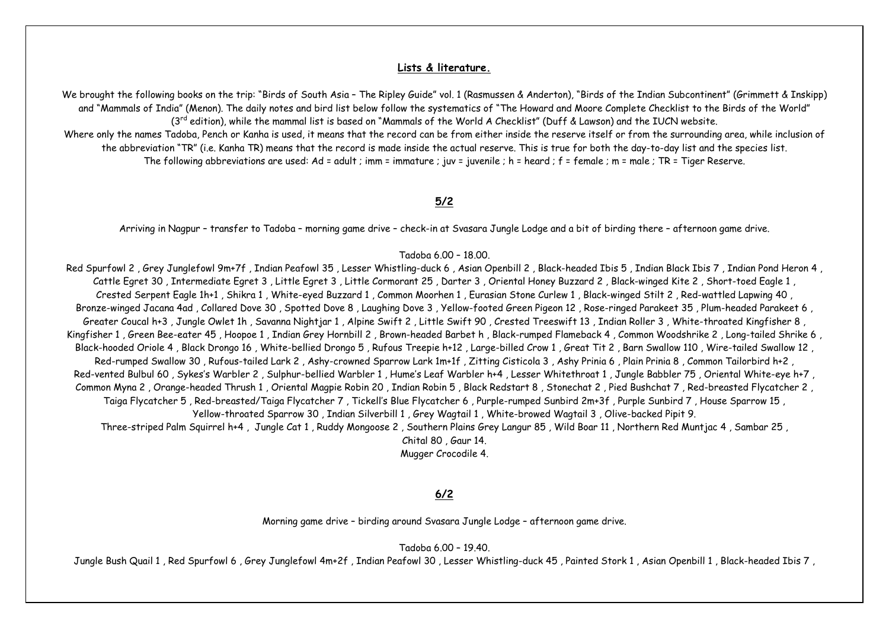## Lists & literature.

We brought the following books on the trip: "Birds of South Asia – The Ripley Guide" vol. 1 (Rasmussen & Anderton), "Birds of the Indian Subcontinent" (Grimmett & Inskipp) and "Mammals of India" (Menon). The daily notes and bird list below follow the systematics of "The Howard and Moore Complete Checklist to the Birds of the World" (3rd edition), while the mammal list is based on "Mammals of the World A Checklist" (Duff & Lawson) and the IUCN website.
Where only the names Tadoba, Pench or Kanha is used, it means that the record can be from either inside the reserve itself or from the surrounding area, while inclusion of the abbreviation "TR" (i.e. Kanha TR) means that the record is made inside the actual reserve. This is true for both the day-to-day list and the species list.
The following abbreviations are used: Ad = adult ; imm = immature ; juv = juvenile ; h = heard ; f = female ; m = male ; TR = Tiger Reserve.

## 5/2

Arriving in Nagpur – transfer to Tadoba – morning game drive – check-in at Svasara Jungle Lodge and a bit of birding there – afternoon game drive.

Tadoba 6.00 – 18.00.

Red Spurfowl 2 , Grey Junglefowl 9m+7f , Indian Peafowl 35 , Lesser Whistling-duck 6 , Asian Openbill 2 , Black-headed Ibis 5 , Indian Black Ibis 7 , Indian Pond Heron 4 , Cattle Egret 30 , Intermediate Egret 3 , Little Egret 3 , Little Cormorant 25 , Darter 3 , Oriental Honey Buzzard 2 , Black-winged Kite 2 , Short-toed Eagle 1 , Crested Serpent Eagle 1h+1 , Shikra 1 , White-eyed Buzzard 1 , Common Moorhen 1 , Eurasian Stone Curlew 1 , Black-winged Stilt 2 , Red-wattled Lapwing 40 , Bronze-winged Jacana 4ad , Collared Dove 30 , Spotted Dove 8 , Laughing Dove 3 , Yellow-footed Green Pigeon 12 , Rose-ringed Parakeet 35 , Plum-headed Parakeet 6 , Greater Coucal h+3 , Jungle Owlet 1h , Savanna Nightjar 1 , Alpine Swift 2 , Little Swift 90 , Crested Treeswift 13 , Indian Roller 3 , White-throated Kingfisher 8 , Kingfisher 1 , Green Bee-eater 45 , Hoopoe 1 , Indian Grey Hornbill 2 , Brown-headed Barbet h , Black-rumped Flameback 4 , Common Woodshrike 2 , Long-tailed Shrike 6 , Black-hooded Oriole 4 , Black Drongo 16 , White-bellied Drongo 5 , Rufous Treepie h+12 , Large-billed Crow 1 , Great Tit 2 , Barn Swallow 110 , Wire-tailed Swallow 12 , Red-rumped Swallow 30 , Rufous-tailed Lark 2 , Ashy-crowned Sparrow Lark 1m+1f , Zitting Cisticola 3 , Ashy Prinia 6 , Plain Prinia 8 , Common Tailorbird h+2 , Red-vented Bulbul 60 , Sykes's Warbler 2 , Sulphur-bellied Warbler 1 , Hume's Leaf Warbler h+4 , Lesser Whitethroat 1 , Jungle Babbler 75 , Oriental White-eye h+7 , Common Myna 2 , Orange-headed Thrush 1 , Oriental Magpie Robin 20 , Indian Robin 5 , Black Redstart 8 , Stonechat 2 , Pied Bushchat 7 , Red-breasted Flycatcher 2 , Taiga Flycatcher 5 , Red-breasted/Taiga Flycatcher 7 , Tickell's Blue Flycatcher 6 , Purple-rumped Sunbird 2m+3f , Purple Sunbird 7 , House Sparrow 15 , Yellow-throated Sparrow 30 , Indian Silverbill 1 , Grey Wagtail 1 , White-browed Wagtail 3 , Olive-backed Pipit 9.
Three-striped Palm Squirrel h+4 , Jungle Cat 1 , Ruddy Mongoose 2 , Southern Plains Grey Langur 85 , Wild Boar 11 , Northern Red Muntjac 4 , Sambar 25 , Chital 80 , Gaur 14.
Mugger Crocodile 4.

## 6/2

Morning game drive – birding around Svasara Jungle Lodge – afternoon game drive.

Tadoba 6.00 – 19.40.

Jungle Bush Quail 1 , Red Spurfowl 6 , Grey Junglefowl 4m+2f , Indian Peafowl 30 , Lesser Whistling-duck 45 , Painted Stork 1 , Asian Openbill 1 , Black-headed Ibis 7 ,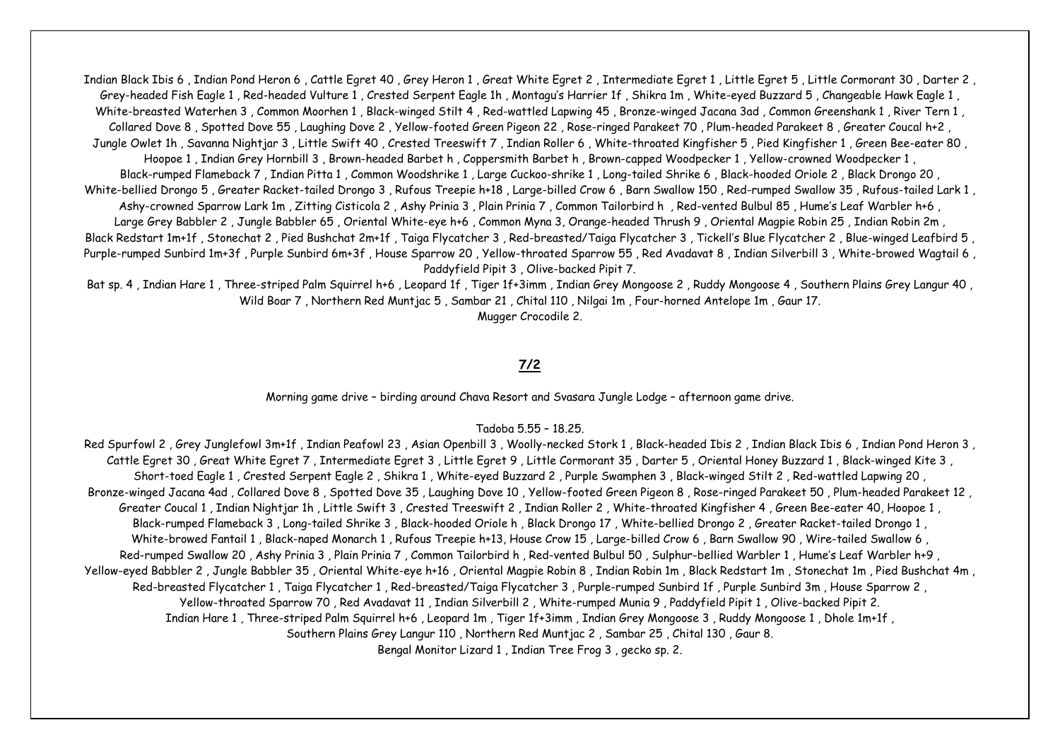Indian Black Ibis 6 , Indian Pond Heron 6 , Cattle Egret 40 , Grey Heron 1 , Great White Egret 2 , Intermediate Egret 1 , Little Egret 5 , Little Cormorant 30 , Darter 2 , Grey-headed Fish Eagle 1 , Red-headed Vulture 1 , Crested Serpent Eagle 1h , Montagu's Harrier 1f , Shikra 1m , White-eyed Buzzard 5 , Changeable Hawk Eagle 1 , White-breasted Waterhen 3 , Common Moorhen 1 , Black-winged Stilt 4 , Red-wattled Lapwing 45 , Bronze-winged Jacana 3ad , Common Greenshank 1 , River Tern 1 , Collared Dove 8 , Spotted Dove 55 , Laughing Dove 2 , Yellow-footed Green Pigeon 22 , Rose-ringed Parakeet 70 , Plum-headed Parakeet 8 , Greater Coucal h+2 , Jungle Owlet 1h , Savanna Nightjar 3 , Little Swift 40 , Crested Treeswift 7 , Indian Roller 6 , White-throated Kingfisher 5 , Pied Kingfisher 1 , Green Bee-eater 80 , Hoopoe 1 , Indian Grey Hornbill 3 , Brown-headed Barbet h , Coppersmith Barbet h , Brown-capped Woodpecker 1 , Yellow-crowned Woodpecker 1 , Black-rumped Flameback 7 , Indian Pitta 1 , Common Woodshrike 1 , Large Cuckoo-shrike 1 , Long-tailed Shrike 6 , Black-hooded Oriole 2 , Black Drongo 20 , White-bellied Drongo 5 , Greater Racket-tailed Drongo 3 , Rufous Treepie h+18 , Large-billed Crow 6 , Barn Swallow 150 , Red-rumped Swallow 35 , Rufous-tailed Lark 1 , Ashy-crowned Sparrow Lark 1m , Zitting Cisticola 2 , Ashy Prinia 3 , Plain Prinia 7 , Common Tailorbird h , Red-vented Bulbul 85 , Hume's Leaf Warbler h+6 , Large Grey Babbler 2 , Jungle Babbler 65 , Oriental White-eye h+6 , Common Myna 3, Orange-headed Thrush 9 , Oriental Magpie Robin 25 , Indian Robin 2m , Black Redstart 1m+1f , Stonechat 2 , Pied Bushchat 2m+1f , Taiga Flycatcher 3 , Red-breasted/Taiga Flycatcher 3 , Tickell's Blue Flycatcher 2 , Blue-winged Leafbird 5 , Purple-rumped Sunbird 1m+3f , Purple Sunbird 6m+3f , House Sparrow 20 , Yellow-throated Sparrow 55 , Red Avadavat 8 , Indian Silverbill 3 , White-browed Wagtail 6 , Paddyfield Pipit 3 , Olive-backed Pipit 7.

Bat sp. 4 , Indian Hare 1 , Three-striped Palm Squirrel h+6 , Leopard 1f , Tiger 1f+3imm , Indian Grey Mongoose 2 , Ruddy Mongoose 4 , Southern Plains Grey Langur 40 , Wild Boar 7 , Northern Red Muntjac 5 , Sambar 21 , Chital 110 , Nilgai 1m , Four-horned Antelope 1m , Gaur 17.

Mugger Crocodile 2.

## **7/2**

Morning game drive – birding around Chava Resort and Svasara Jungle Lodge – afternoon game drive.

Tadoba 5.55 – 18.25.

Red Spurfowl 2 , Grey Junglefowl 3m+1f , Indian Peafowl 23 , Asian Openbill 3 , Woolly-necked Stork 1 , Black-headed Ibis 2 , Indian Black Ibis 6 , Indian Pond Heron 3 , Cattle Egret 30 , Great White Egret 7 , Intermediate Egret 3 , Little Egret 9 , Little Cormorant 35 , Darter 5 , Oriental Honey Buzzard 1 , Black-winged Kite 3 , Short-toed Eagle 1 , Crested Serpent Eagle 2 , Shikra 1 , White-eyed Buzzard 2 , Purple Swamphen 3 , Black-winged Stilt 2 , Red-wattled Lapwing 20 , Bronze-winged Jacana 4ad , Collared Dove 8 , Spotted Dove 35 , Laughing Dove 10 , Yellow-footed Green Pigeon 8 , Rose-ringed Parakeet 50 , Plum-headed Parakeet 12 , Greater Coucal 1 , Indian Nightjar 1h , Little Swift 3 , Crested Treeswift 2 , Indian Roller 2 , White-throated Kingfisher 4 , Green Bee-eater 40, Hoopoe 1 , Black-rumped Flameback 3 , Long-tailed Shrike 3 , Black-hooded Oriole h , Black Drongo 17 , White-bellied Drongo 2 , Greater Racket-tailed Drongo 1 , White-browed Fantail 1 , Black-naped Monarch 1 , Rufous Treepie h+13, House Crow 15 , Large-billed Crow 6 , Barn Swallow 90 , Wire-tailed Swallow 6 , Red-rumped Swallow 20 , Ashy Prinia 3 , Plain Prinia 7 , Common Tailorbird h , Red-vented Bulbul 50 , Sulphur-bellied Warbler 1 , Hume's Leaf Warbler h+9 , Yellow-eyed Babbler 2 , Jungle Babbler 35 , Oriental White-eye h+16 , Oriental Magpie Robin 8 , Indian Robin 1m , Black Redstart 1m , Stonechat 1m , Pied Bushchat 4m , Red-breasted Flycatcher 1 , Taiga Flycatcher 1 , Red-breasted/Taiga Flycatcher 3 , Purple-rumped Sunbird 1f , Purple Sunbird 3m , House Sparrow 2 , Yellow-throated Sparrow 70 , Red Avadavat 11 , Indian Silverbill 2 , White-rumped Munia 9 , Paddyfield Pipit 1 , Olive-backed Pipit 2.

Indian Hare 1 , Three-striped Palm Squirrel h+6 , Leopard 1m , Tiger 1f+3imm , Indian Grey Mongoose 3 , Ruddy Mongoose 1 , Dhole 1m+1f , Southern Plains Grey Langur 110 , Northern Red Muntjac 2 , Sambar 25 , Chital 130 , Gaur 8.

Bengal Monitor Lizard 1 , Indian Tree Frog 3 , gecko sp. 2.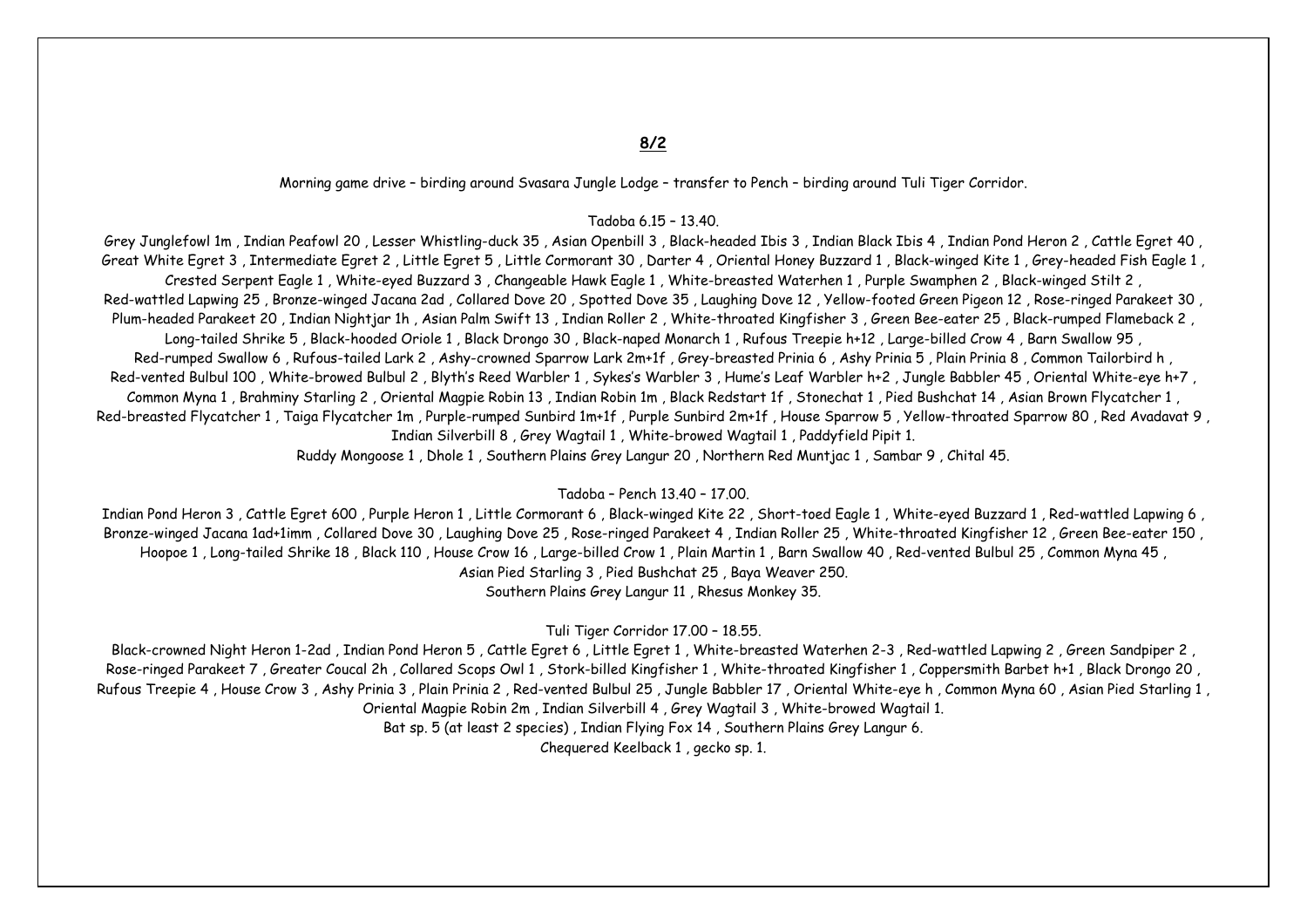## 8/2

Morning game drive – birding around Svasara Jungle Lodge – transfer to Pench – birding around Tuli Tiger Corridor.

Tadoba 6.15 – 13.40.

Grey Junglefowl 1m , Indian Peafowl 20 , Lesser Whistling-duck 35 , Asian Openbill 3 , Black-headed Ibis 3 , Indian Black Ibis 4 , Indian Pond Heron 2 , Cattle Egret 40 , Great White Egret 3 , Intermediate Egret 2 , Little Egret 5 , Little Cormorant 30 , Darter 4 , Oriental Honey Buzzard 1 , Black-winged Kite 1 , Grey-headed Fish Eagle 1 , Crested Serpent Eagle 1 , White-eyed Buzzard 3 , Changeable Hawk Eagle 1 , White-breasted Waterhen 1 , Purple Swamphen 2 , Black-winged Stilt 2 , Red-wattled Lapwing 25 , Bronze-winged Jacana 2ad , Collared Dove 20 , Spotted Dove 35 , Laughing Dove 12 , Yellow-footed Green Pigeon 12 , Rose-ringed Parakeet 30 , Plum-headed Parakeet 20 , Indian Nightjar 1h , Asian Palm Swift 13 , Indian Roller 2 , White-throated Kingfisher 3 , Green Bee-eater 25 , Black-rumped Flameback 2 , Long-tailed Shrike 5 , Black-hooded Oriole 1 , Black Drongo 30 , Black-naped Monarch 1 , Rufous Treepie h+12 , Large-billed Crow 4 , Barn Swallow 95 , Red-rumped Swallow 6 , Rufous-tailed Lark 2 , Ashy-crowned Sparrow Lark 2m+1f , Grey-breasted Prinia 6 , Ashy Prinia 5 , Plain Prinia 8 , Common Tailorbird h , Red-vented Bulbul 100 , White-browed Bulbul 2 , Blyth's Reed Warbler 1 , Sykes's Warbler 3 , Hume's Leaf Warbler h+2 , Jungle Babbler 45 , Oriental White-eye h+7 , Common Myna 1 , Brahminy Starling 2 , Oriental Magpie Robin 13 , Indian Robin 1m , Black Redstart 1f , Stonechat 1 , Pied Bushchat 14 , Asian Brown Flycatcher 1 , Red-breasted Flycatcher 1 , Taiga Flycatcher 1m , Purple-rumped Sunbird 1m+1f , Purple Sunbird 2m+1f , House Sparrow 5 , Yellow-throated Sparrow 80 , Red Avadavat 9 , Indian Silverbill 8 , Grey Wagtail 1 , White-browed Wagtail 1 , Paddyfield Pipit 1.

Ruddy Mongoose 1 , Dhole 1 , Southern Plains Grey Langur 20 , Northern Red Muntjac 1 , Sambar 9 , Chital 45.

Tadoba – Pench 13.40 – 17.00.

Indian Pond Heron 3 , Cattle Egret 600 , Purple Heron 1 , Little Cormorant 6 , Black-winged Kite 22 , Short-toed Eagle 1 , White-eyed Buzzard 1 , Red-wattled Lapwing 6 , Bronze-winged Jacana 1ad+1imm , Collared Dove 30 , Laughing Dove 25 , Rose-ringed Parakeet 4 , Indian Roller 25 , White-throated Kingfisher 12 , Green Bee-eater 150 , Hoopoe 1 , Long-tailed Shrike 18 , Black 110 , House Crow 16 , Large-billed Crow 1 , Plain Martin 1 , Barn Swallow 40 , Red-vented Bulbul 25 , Common Myna 45 , Asian Pied Starling 3 , Pied Bushchat 25 , Baya Weaver 250.

Southern Plains Grey Langur 11 , Rhesus Monkey 35.

Tuli Tiger Corridor 17.00 – 18.55.

Black-crowned Night Heron 1-2ad , Indian Pond Heron 5 , Cattle Egret 6 , Little Egret 1 , White-breasted Waterhen 2-3 , Red-wattled Lapwing 2 , Green Sandpiper 2 , Rose-ringed Parakeet 7 , Greater Coucal 2h , Collared Scops Owl 1 , Stork-billed Kingfisher 1 , White-throated Kingfisher 1 , Coppersmith Barbet h+1 , Black Drongo 20 , Rufous Treepie 4 , House Crow 3 , Ashy Prinia 3 , Plain Prinia 2 , Red-vented Bulbul 25 , Jungle Babbler 17 , Oriental White-eye h , Common Myna 60 , Asian Pied Starling 1 , Oriental Magpie Robin 2m , Indian Silverbill 4 , Grey Wagtail 3 , White-browed Wagtail 1.

Bat sp. 5 (at least 2 species) , Indian Flying Fox 14 , Southern Plains Grey Langur 6.

Chequered Keelback 1 , gecko sp. 1.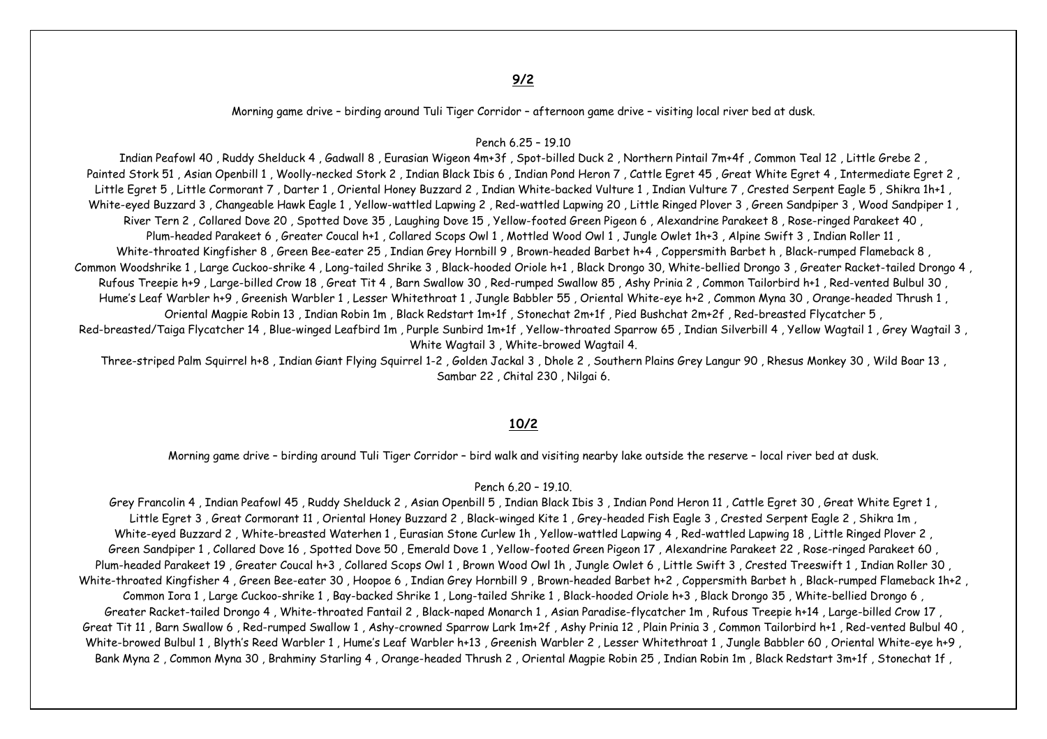## 9/2

Morning game drive – birding around Tuli Tiger Corridor – afternoon game drive – visiting local river bed at dusk.

Pench 6.25 – 19.10

Indian Peafowl 40 , Ruddy Shelduck 4 , Gadwall 8 , Eurasian Wigeon 4m+3f , Spot-billed Duck 2 , Northern Pintail 7m+4f , Common Teal 12 , Little Grebe 2 , Painted Stork 51 , Asian Openbill 1 , Woolly-necked Stork 2 , Indian Black Ibis 6 , Indian Pond Heron 7 , Cattle Egret 45 , Great White Egret 4 , Intermediate Egret 2 , Little Egret 5 , Little Cormorant 7 , Darter 1 , Oriental Honey Buzzard 2 , Indian White-backed Vulture 1 , Indian Vulture 7 , Crested Serpent Eagle 5 , Shikra 1h+1 , White-eyed Buzzard 3 , Changeable Hawk Eagle 1 , Yellow-wattled Lapwing 2 , Red-wattled Lapwing 20 , Little Ringed Plover 3 , Green Sandpiper 3 , Wood Sandpiper 1 , River Tern 2 , Collared Dove 20 , Spotted Dove 35 , Laughing Dove 15 , Yellow-footed Green Pigeon 6 , Alexandrine Parakeet 8 , Rose-ringed Parakeet 40 , Plum-headed Parakeet 6 , Greater Coucal h+1 , Collared Scops Owl 1 , Mottled Wood Owl 1 , Jungle Owlet 1h+3 , Alpine Swift 3 , Indian Roller 11 , White-throated Kingfisher 8 , Green Bee-eater 25 , Indian Grey Hornbill 9 , Brown-headed Barbet h+4 , Coppersmith Barbet h , Black-rumped Flameback 8 , Common Woodshrike 1 , Large Cuckoo-shrike 4 , Long-tailed Shrike 3 , Black-hooded Oriole h+1 , Black Drongo 30, White-bellied Drongo 3 , Greater Racket-tailed Drongo 4 , Rufous Treepie h+9 , Large-billed Crow 18 , Great Tit 4 , Barn Swallow 30 , Red-rumped Swallow 85 , Ashy Prinia 2 , Common Tailorbird h+1 , Red-vented Bulbul 30 , Hume's Leaf Warbler h+9 , Greenish Warbler 1 , Lesser Whitethroat 1 , Jungle Babbler 55 , Oriental White-eye h+2 , Common Myna 30 , Orange-headed Thrush 1 , Oriental Magpie Robin 13 , Indian Robin 1m , Black Redstart 1m+1f , Stonechat 2m+1f , Pied Bushchat 2m+2f , Red-breasted Flycatcher 5 , Red-breasted/Taiga Flycatcher 14 , Blue-winged Leafbird 1m , Purple Sunbird 1m+1f , Yellow-throated Sparrow 65 , Indian Silverbill 4 , Yellow Wagtail 1 , Grey Wagtail 3 , White Wagtail 3 , White-browed Wagtail 4.

Three-striped Palm Squirrel h+8 , Indian Giant Flying Squirrel 1-2 , Golden Jackal 3 , Dhole 2 , Southern Plains Grey Langur 90 , Rhesus Monkey 30 , Wild Boar 13 , Sambar 22 , Chital 230 , Nilgai 6.

## 10/2

Morning game drive – birding around Tuli Tiger Corridor – bird walk and visiting nearby lake outside the reserve – local river bed at dusk.

Pench 6.20 – 19.10.

Grey Francolin 4 , Indian Peafowl 45 , Ruddy Shelduck 2 , Asian Openbill 5 , Indian Black Ibis 3 , Indian Pond Heron 11 , Cattle Egret 30 , Great White Egret 1 , Little Egret 3 , Great Cormorant 11 , Oriental Honey Buzzard 2 , Black-winged Kite 1 , Grey-headed Fish Eagle 3 , Crested Serpent Eagle 2 , Shikra 1m , White-eyed Buzzard 2 , White-breasted Waterhen 1 , Eurasian Stone Curlew 1h , Yellow-wattled Lapwing 4 , Red-wattled Lapwing 18 , Little Ringed Plover 2 , Green Sandpiper 1 , Collared Dove 16 , Spotted Dove 50 , Emerald Dove 1 , Yellow-footed Green Pigeon 17 , Alexandrine Parakeet 22 , Rose-ringed Parakeet 60 , Plum-headed Parakeet 19 , Greater Coucal h+3 , Collared Scops Owl 1 , Brown Wood Owl 1h , Jungle Owlet 6 , Little Swift 3 , Crested Treeswift 1 , Indian Roller 30 , White-throated Kingfisher 4 , Green Bee-eater 30 , Hoopoe 6 , Indian Grey Hornbill 9 , Brown-headed Barbet h+2 , Coppersmith Barbet h , Black-rumped Flameback 1h+2 , Common Iora 1 , Large Cuckoo-shrike 1 , Bay-backed Shrike 1 , Long-tailed Shrike 1 , Black-hooded Oriole h+3 , Black Drongo 35 , White-bellied Drongo 6 , Greater Racket-tailed Drongo 4 , White-throated Fantail 2 , Black-naped Monarch 1 , Asian Paradise-flycatcher 1m , Rufous Treepie h+14 , Large-billed Crow 17 , Great Tit 11 , Barn Swallow 6 , Red-rumped Swallow 1 , Ashy-crowned Sparrow Lark 1m+2f , Ashy Prinia 12 , Plain Prinia 3 , Common Tailorbird h+1 , Red-vented Bulbul 40 , White-browed Bulbul 1 , Blyth's Reed Warbler 1 , Hume's Leaf Warbler h+13 , Greenish Warbler 2 , Lesser Whitethroat 1 , Jungle Babbler 60 , Oriental White-eye h+9 , Bank Myna 2 , Common Myna 30 , Brahminy Starling 4 , Orange-headed Thrush 2 , Oriental Magpie Robin 25 , Indian Robin 1m , Black Redstart 3m+1f , Stonechat 1f ,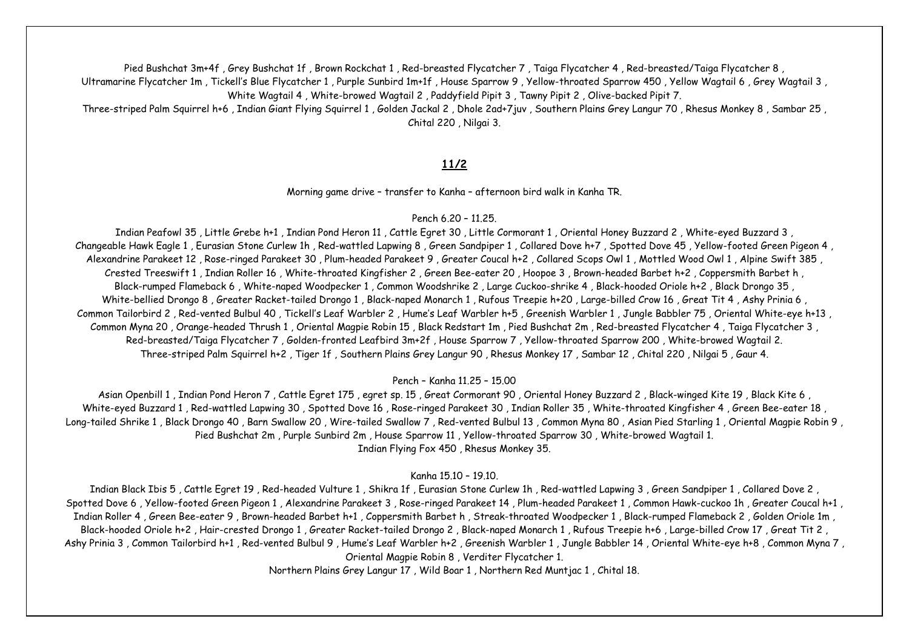Pied Bushchat 3m+4f , Grey Bushchat 1f , Brown Rockchat 1 , Red-breasted Flycatcher 7 , Taiga Flycatcher 4 , Red-breasted/Taiga Flycatcher 8 , Ultramarine Flycatcher 1m , Tickell's Blue Flycatcher 1 , Purple Sunbird 1m+1f , House Sparrow 9 , Yellow-throated Sparrow 450 , Yellow Wagtail 6 , Grey Wagtail 3 , White Wagtail 4 , White-browed Wagtail 2 , Paddyfield Pipit 3 , Tawny Pipit 2 , Olive-backed Pipit 7.

Three-striped Palm Squirrel h+6 , Indian Giant Flying Squirrel 1 , Golden Jackal 2 , Dhole 2ad+7juv , Southern Plains Grey Langur 70 , Rhesus Monkey 8 , Sambar 25 , Chital 220 , Nilgai 3.

## **11/2**

Morning game drive – transfer to Kanha – afternoon bird walk in Kanha TR.

Pench 6.20 – 11.25.

Indian Peafowl 35 , Little Grebe h+1 , Indian Pond Heron 11 , Cattle Egret 30 , Little Cormorant 1 , Oriental Honey Buzzard 2 , White-eyed Buzzard 3 , Changeable Hawk Eagle 1 , Eurasian Stone Curlew 1h , Red-wattled Lapwing 8 , Green Sandpiper 1 , Collared Dove h+7 , Spotted Dove 45 , Yellow-footed Green Pigeon 4 , Alexandrine Parakeet 12 , Rose-ringed Parakeet 30 , Plum-headed Parakeet 9 , Greater Coucal h+2 , Collared Scops Owl 1 , Mottled Wood Owl 1 , Alpine Swift 385 , Crested Treeswift 1 , Indian Roller 16 , White-throated Kingfisher 2 , Green Bee-eater 20 , Hoopoe 3 , Brown-headed Barbet h+2 , Coppersmith Barbet h , Black-rumped Flameback 6 , White-naped Woodpecker 1 , Common Woodshrike 2 , Large Cuckoo-shrike 4 , Black-hooded Oriole h+2 , Black Drongo 35 , White-bellied Drongo 8 , Greater Racket-tailed Drongo 1 , Black-naped Monarch 1 , Rufous Treepie h+20 , Large-billed Crow 16 , Great Tit 4 , Ashy Prinia 6 , Common Tailorbird 2 , Red-vented Bulbul 40 , Tickell's Leaf Warbler 2 , Hume's Leaf Warbler h+5 , Greenish Warbler 1 , Jungle Babbler 75 , Oriental White-eye h+13 , Common Myna 20 , Orange-headed Thrush 1 , Oriental Magpie Robin 15 , Black Redstart 1m , Pied Bushchat 2m , Red-breasted Flycatcher 4 , Taiga Flycatcher 3 , Red-breasted/Taiga Flycatcher 7 , Golden-fronted Leafbird 3m+2f , House Sparrow 7 , Yellow-throated Sparrow 200 , White-browed Wagtail 2.

Three-striped Palm Squirrel h+2 , Tiger 1f , Southern Plains Grey Langur 90 , Rhesus Monkey 17 , Sambar 12 , Chital 220 , Nilgai 5 , Gaur 4.

Pench – Kanha 11.25 – 15.00

Asian Openbill 1 , Indian Pond Heron 7 , Cattle Egret 175 , egret sp. 15 , Great Cormorant 90 , Oriental Honey Buzzard 2 , Black-winged Kite 19 , Black Kite 6 , White-eyed Buzzard 1 , Red-wattled Lapwing 30 , Spotted Dove 16 , Rose-ringed Parakeet 30 , Indian Roller 35 , White-throated Kingfisher 4 , Green Bee-eater 18 , Long-tailed Shrike 1 , Black Drongo 40 , Barn Swallow 20 , Wire-tailed Swallow 7 , Red-vented Bulbul 13 , Common Myna 80 , Asian Pied Starling 1 , Oriental Magpie Robin 9 , Pied Bushchat 2m , Purple Sunbird 2m , House Sparrow 11 , Yellow-throated Sparrow 30 , White-browed Wagtail 1.

Indian Flying Fox 450 , Rhesus Monkey 35.

Kanha 15.10 – 19.10.

Indian Black Ibis 5 , Cattle Egret 19 , Red-headed Vulture 1 , Shikra 1f , Eurasian Stone Curlew 1h , Red-wattled Lapwing 3 , Green Sandpiper 1 , Collared Dove 2 , Spotted Dove 6 , Yellow-footed Green Pigeon 1 , Alexandrine Parakeet 3 , Rose-ringed Parakeet 14 , Plum-headed Parakeet 1 , Common Hawk-cuckoo 1h , Greater Coucal h+1 , Indian Roller 4 , Green Bee-eater 9 , Brown-headed Barbet h+1 , Coppersmith Barbet h , Streak-throated Woodpecker 1 , Black-rumped Flameback 2 , Golden Oriole 1m , Black-hooded Oriole h+2 , Hair-crested Drongo 1 , Greater Racket-tailed Drongo 2 , Black-naped Monarch 1 , Rufous Treepie h+6 , Large-billed Crow 17 , Great Tit 2 , Ashy Prinia 3 , Common Tailorbird h+1 , Red-vented Bulbul 9 , Hume's Leaf Warbler h+2 , Greenish Warbler 1 , Jungle Babbler 14 , Oriental White-eye h+8 , Common Myna 7 , Oriental Magpie Robin 8 , Verditer Flycatcher 1.

Northern Plains Grey Langur 17 , Wild Boar 1 , Northern Red Muntjac 1 , Chital 18.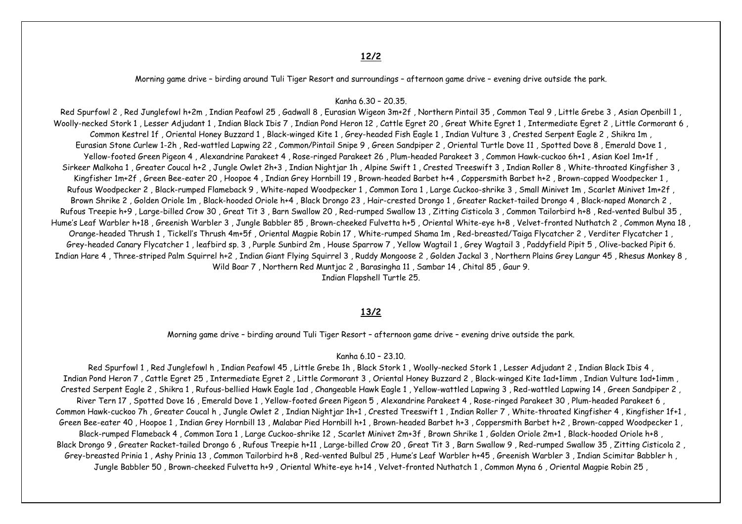## 12/2

Morning game drive – birding around Tuli Tiger Resort and surroundings – afternoon game drive – evening drive outside the park.

Kanha 6.30 – 20.35.

Red Spurfowl 2 , Red Junglefowl h+2m , Indian Peafowl 25 , Gadwall 8 , Eurasian Wigeon 3m+2f , Northern Pintail 35 , Common Teal 9 , Little Grebe 3 , Asian Openbill 1 , Woolly-necked Stork 1 , Lesser Adjudant 1 , Indian Black Ibis 7 , Indian Pond Heron 12 , Cattle Egret 20 , Great White Egret 1 , Intermediate Egret 2 , Little Cormorant 6 , Common Kestrel 1f , Oriental Honey Buzzard 1 , Black-winged Kite 1 , Grey-headed Fish Eagle 1 , Indian Vulture 3 , Crested Serpent Eagle 2 , Shikra 1m , Eurasian Stone Curlew 1-2h , Red-wattled Lapwing 22 , Common/Pintail Snipe 9 , Green Sandpiper 2 , Oriental Turtle Dove 11 , Spotted Dove 8 , Emerald Dove 1 , Yellow-footed Green Pigeon 4 , Alexandrine Parakeet 4 , Rose-ringed Parakeet 26 , Plum-headed Parakeet 3 , Common Hawk-cuckoo 6h+1 , Asian Koel 1m+1f , Sirkeer Malkoha 1 , Greater Coucal h+2 , Jungle Owlet 2h+3 , Indian Nightjar 1h , Alpine Swift 1 , Crested Treeswift 3 , Indian Roller 8 , White-throated Kingfisher 3 , Kingfisher 1m+2f , Green Bee-eater 20 , Hoopoe 4 , Indian Grey Hornbill 19 , Brown-headed Barbet h+4 , Coppersmith Barbet h+2 , Brown-capped Woodpecker 1 , Rufous Woodpecker 2 , Black-rumped Flameback 9 , White-naped Woodpecker 1 , Common Iora 1 , Large Cuckoo-shrike 3 , Small Minivet 1m , Scarlet Minivet 1m+2f , Brown Shrike 2 , Golden Oriole 1m , Black-hooded Oriole h+4 , Black Drongo 23 , Hair-crested Drongo 1 , Greater Racket-tailed Drongo 4 , Black-naped Monarch 2 , Rufous Treepie h+9 , Large-billed Crow 30 , Great Tit 3 , Barn Swallow 20 , Red-rumped Swallow 13 , Zitting Cisticola 3 , Common Tailorbird h+8 , Red-vented Bulbul 35 , Hume's Leaf Warbler h+18 , Greenish Warbler 3 , Jungle Babbler 85 , Brown-cheeked Fulvetta h+5 , Oriental White-eye h+8 , Velvet-fronted Nuthatch 2 , Common Myna 18 , Orange-headed Thrush 1 , Tickell's Thrush 4m+5f , Oriental Magpie Robin 17 , White-rumped Shama 1m , Red-breasted/Taiga Flycatcher 2 , Verditer Flycatcher 1 , Grey-headed Canary Flycatcher 1 , leafbird sp. 3 , Purple Sunbird 2m , House Sparrow 7 , Yellow Wagtail 1 , Grey Wagtail 3 , Paddyfield Pipit 5 , Olive-backed Pipit 6.

Indian Hare 4 , Three-striped Palm Squirrel h+2 , Indian Giant Flying Squirrel 3 , Ruddy Mongoose 2 , Golden Jackal 3 , Northern Plains Grey Langur 45 , Rhesus Monkey 8 , Wild Boar 7 , Northern Red Muntjac 2 , Barasingha 11 , Sambar 14 , Chital 85 , Gaur 9.

Indian Flapshell Turtle 25.

## 13/2

Morning game drive – birding around Tuli Tiger Resort – afternoon game drive – evening drive outside the park.

Kanha 6.10 – 23.10.

Red Spurfowl 1 , Red Junglefowl h , Indian Peafowl 45 , Little Grebe 1h , Black Stork 1 , Woolly-necked Stork 1 , Lesser Adjudant 2 , Indian Black Ibis 4 , Indian Pond Heron 7 , Cattle Egret 25 , Intermediate Egret 2 , Little Cormorant 3 , Oriental Honey Buzzard 2 , Black-winged Kite 1ad+1imm , Indian Vulture 1ad+1imm , Crested Serpent Eagle 2 , Shikra 1 , Rufous-bellied Hawk Eagle 1ad , Changeable Hawk Eagle 1 , Yellow-wattled Lapwing 3 , Red-wattled Lapwing 14 , Green Sandpiper 2 , River Tern 17 , Spotted Dove 16 , Emerald Dove 1 , Yellow-footed Green Pigeon 5 , Alexandrine Parakeet 4 , Rose-ringed Parakeet 30 , Plum-headed Parakeet 6 , Common Hawk-cuckoo 7h , Greater Coucal h , Jungle Owlet 2 , Indian Nightjar 1h+1 , Crested Treeswift 1 , Indian Roller 7 , White-throated Kingfisher 4 , Kingfisher 1f+1 , Green Bee-eater 40 , Hoopoe 1 , Indian Grey Hornbill 13 , Malabar Pied Hornbill h+1 , Brown-headed Barbet h+3 , Coppersmith Barbet h+2 , Brown-capped Woodpecker 1 , Black-rumped Flameback 4 , Common Iora 1 , Large Cuckoo-shrike 12 , Scarlet Minivet 2m+3f , Brown Shrike 1 , Golden Oriole 2m+1 , Black-hooded Oriole h+8 , Black Drongo 9 , Greater Racket-tailed Drongo 6 , Rufous Treepie h+11 , Large-billed Crow 20 , Great Tit 3 , Barn Swallow 9 , Red-rumped Swallow 35 , Zitting Cisticola 2 , Grey-breasted Prinia 1 , Ashy Prinia 13 , Common Tailorbird h+8 , Red-vented Bulbul 25 , Hume's Leaf Warbler h+45 , Greenish Warbler 3 , Indian Scimitar Babbler h , Jungle Babbler 50 , Brown-cheeked Fulvetta h+9 , Oriental White-eye h+14 , Velvet-fronted Nuthatch 1 , Common Myna 6 , Oriental Magpie Robin 25 ,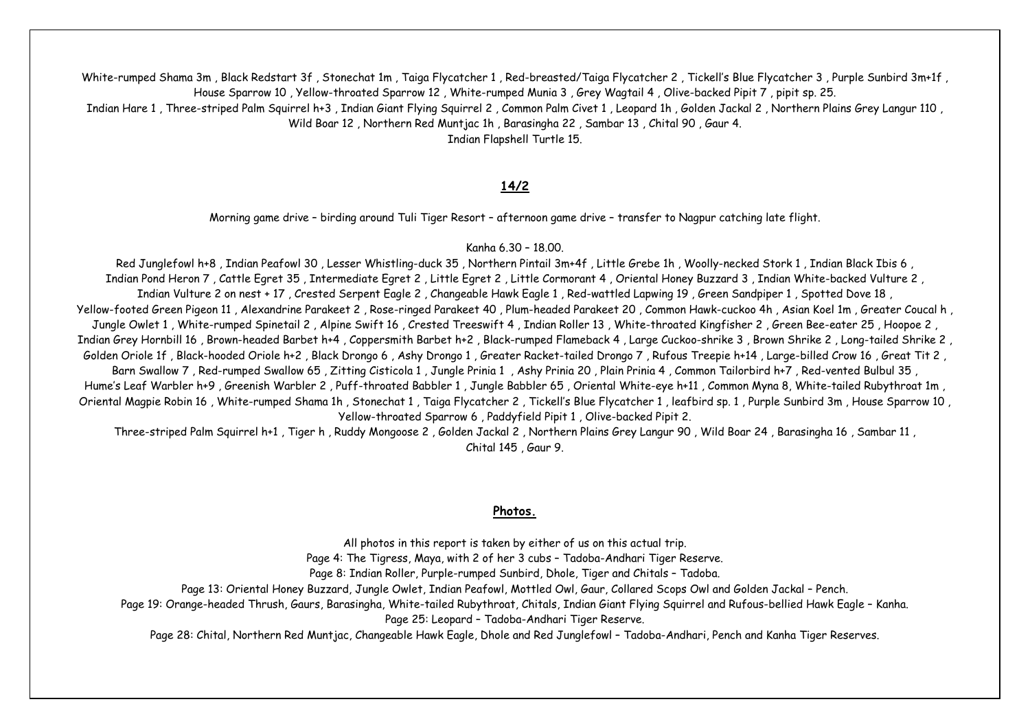White-rumped Shama 3m , Black Redstart 3f , Stonechat 1m , Taiga Flycatcher 1 , Red-breasted/Taiga Flycatcher 2 , Tickell's Blue Flycatcher 3 , Purple Sunbird 3m+1f , House Sparrow 10 , Yellow-throated Sparrow 12 , White-rumped Munia 3 , Grey Wagtail 4 , Olive-backed Pipit 7 , pipit sp. 25.

Indian Hare 1 , Three-striped Palm Squirrel h+3 , Indian Giant Flying Squirrel 2 , Common Palm Civet 1 , Leopard 1h , Golden Jackal 2 , Northern Plains Grey Langur 110 , Wild Boar 12 , Northern Red Muntjac 1h , Barasingha 22 , Sambar 13 , Chital 90 , Gaur 4.

Indian Flapshell Turtle 15.

## 14/2

Morning game drive – birding around Tuli Tiger Resort – afternoon game drive – transfer to Nagpur catching late flight.

Kanha 6.30 – 18.00.

Red Junglefowl h+8 , Indian Peafowl 30 , Lesser Whistling-duck 35 , Northern Pintail 3m+4f , Little Grebe 1h , Woolly-necked Stork 1 , Indian Black Ibis 6 , Indian Pond Heron 7 , Cattle Egret 35 , Intermediate Egret 2 , Little Egret 2 , Little Cormorant 4 , Oriental Honey Buzzard 3 , Indian White-backed Vulture 2 , Indian Vulture 2 on nest + 17 , Crested Serpent Eagle 2 , Changeable Hawk Eagle 1 , Red-wattled Lapwing 19 , Green Sandpiper 1 , Spotted Dove 18 , Yellow-footed Green Pigeon 11 , Alexandrine Parakeet 2 , Rose-ringed Parakeet 40 , Plum-headed Parakeet 20 , Common Hawk-cuckoo 4h , Asian Koel 1m , Greater Coucal h , Jungle Owlet 1 , White-rumped Spinetail 2 , Alpine Swift 16 , Crested Treeswift 4 , Indian Roller 13 , White-throated Kingfisher 2 , Green Bee-eater 25 , Hoopoe 2 , Indian Grey Hornbill 16 , Brown-headed Barbet h+4 , Coppersmith Barbet h+2 , Black-rumped Flameback 4 , Large Cuckoo-shrike 3 , Brown Shrike 2 , Long-tailed Shrike 2 , Golden Oriole 1f , Black-hooded Oriole h+2 , Black Drongo 6 , Ashy Drongo 1 , Greater Racket-tailed Drongo 7 , Rufous Treepie h+14 , Large-billed Crow 16 , Great Tit 2 , Barn Swallow 7 , Red-rumped Swallow 65 , Zitting Cisticola 1 , Jungle Prinia 1 , Ashy Prinia 20 , Plain Prinia 4 , Common Tailorbird h+7 , Red-vented Bulbul 35 , Hume's Leaf Warbler h+9 , Greenish Warbler 2 , Puff-throated Babbler 1 , Jungle Babbler 65 , Oriental White-eye h+11 , Common Myna 8, White-tailed Rubythroat 1m , Oriental Magpie Robin 16 , White-rumped Shama 1h , Stonechat 1 , Taiga Flycatcher 2 , Tickell's Blue Flycatcher 1 , leafbird sp. 1 , Purple Sunbird 3m , House Sparrow 10 , Yellow-throated Sparrow 6 , Paddyfield Pipit 1 , Olive-backed Pipit 2.

Three-striped Palm Squirrel h+1 , Tiger h , Ruddy Mongoose 2 , Golden Jackal 2 , Northern Plains Grey Langur 90 , Wild Boar 24 , Barasingha 16 , Sambar 11 , Chital 145 , Gaur 9.

## Photos.

All photos in this report is taken by either of us on this actual trip.

Page 4: The Tigress, Maya, with 2 of her 3 cubs – Tadoba-Andhari Tiger Reserve.

Page 8: Indian Roller, Purple-rumped Sunbird, Dhole, Tiger and Chitals – Tadoba.

Page 13: Oriental Honey Buzzard, Jungle Owlet, Indian Peafowl, Mottled Owl, Gaur, Collared Scops Owl and Golden Jackal – Pench.

Page 19: Orange-headed Thrush, Gaurs, Barasingha, White-tailed Rubythroat, Chitals, Indian Giant Flying Squirrel and Rufous-bellied Hawk Eagle – Kanha.

Page 25: Leopard – Tadoba-Andhari Tiger Reserve.

Page 28: Chital, Northern Red Muntjac, Changeable Hawk Eagle, Dhole and Red Junglefowl – Tadoba-Andhari, Pench and Kanha Tiger Reserves.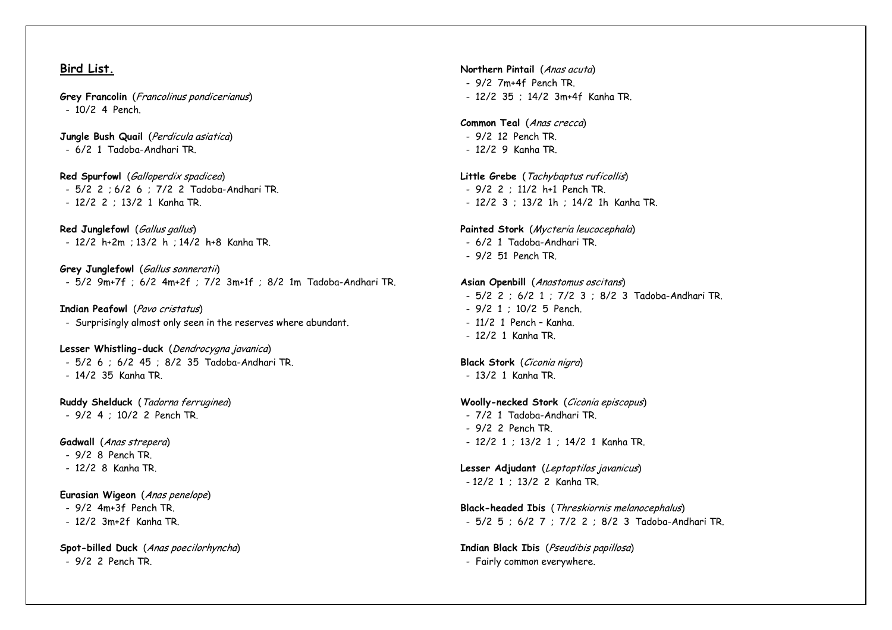## Bird List.

**Grey Francolin** (*Francolinus pondicerianus*)
- 10/2 4 Pench.

**Jungle Bush Quail** (*Perdicula asiatica*)
- 6/2 1 Tadoba-Andhari TR.

**Red Spurfowl** (*Galloperdix spadicea*)
- 5/2 2 ; 6/2 6 ; 7/2 2 Tadoba-Andhari TR.
- 12/2 2 ; 13/2 1 Kanha TR.

**Red Junglefowl** (*Gallus gallus*)
- 12/2 h+2m ; 13/2 h ; 14/2 h+8 Kanha TR.

**Grey Junglefowl** (*Gallus sonneratii*)
- 5/2 9m+7f ; 6/2 4m+2f ; 7/2 3m+1f ; 8/2 1m Tadoba-Andhari TR.

**Indian Peafowl** (*Pavo cristatus*)
- Surprisingly almost only seen in the reserves where abundant.

**Lesser Whistling-duck** (*Dendrocygna javanica*)
- 5/2 6 ; 6/2 45 ; 8/2 35 Tadoba-Andhari TR.
- 14/2 35 Kanha TR.

**Ruddy Shelduck** (*Tadorna ferruginea*)
- 9/2 4 ; 10/2 2 Pench TR.

**Gadwall** (*Anas strepera*)
- 9/2 8 Pench TR.
- 12/2 8 Kanha TR.

**Eurasian Wigeon** (*Anas penelope*)
- 9/2 4m+3f Pench TR.
- 12/2 3m+2f Kanha TR.

**Spot-billed Duck** (*Anas poecilorhyncha*)
- 9/2 2 Pench TR.

**Northern Pintail** (*Anas acuta*)
- 9/2 7m+4f Pench TR.
- 12/2 35 ; 14/2 3m+4f Kanha TR.

**Common Teal** (*Anas crecca*)
- 9/2 12 Pench TR.
- 12/2 9 Kanha TR.

**Little Grebe** (*Tachybaptus ruficollis*)
- 9/2 2 ; 11/2 h+1 Pench TR.
- 12/2 3 ; 13/2 1h ; 14/2 1h Kanha TR.

**Painted Stork** (*Mycteria leucocephala*)
- 6/2 1 Tadoba-Andhari TR.
- 9/2 51 Pench TR.

**Asian Openbill** (*Anastomus oscitans*)
- 5/2 2 ; 6/2 1 ; 7/2 3 ; 8/2 3 Tadoba-Andhari TR.
- 9/2 1 ; 10/2 5 Pench.
- 11/2 1 Pench – Kanha.
- 12/2 1 Kanha TR.

**Black Stork** (*Ciconia nigra*)
- 13/2 1 Kanha TR.

**Woolly-necked Stork** (*Ciconia episcopus*)
- 7/2 1 Tadoba-Andhari TR.
- 9/2 2 Pench TR.
- 12/2 1 ; 13/2 1 ; 14/2 1 Kanha TR.

**Lesser Adjudant** (*Leptoptilos javanicus*)
- 12/2 1 ; 13/2 2 Kanha TR.

**Black-headed Ibis** (*Threskiornis melanocephalus*)
- 5/2 5 ; 6/2 7 ; 7/2 2 ; 8/2 3 Tadoba-Andhari TR.

**Indian Black Ibis** (*Pseudibis papillosa*)
- Fairly common everywhere.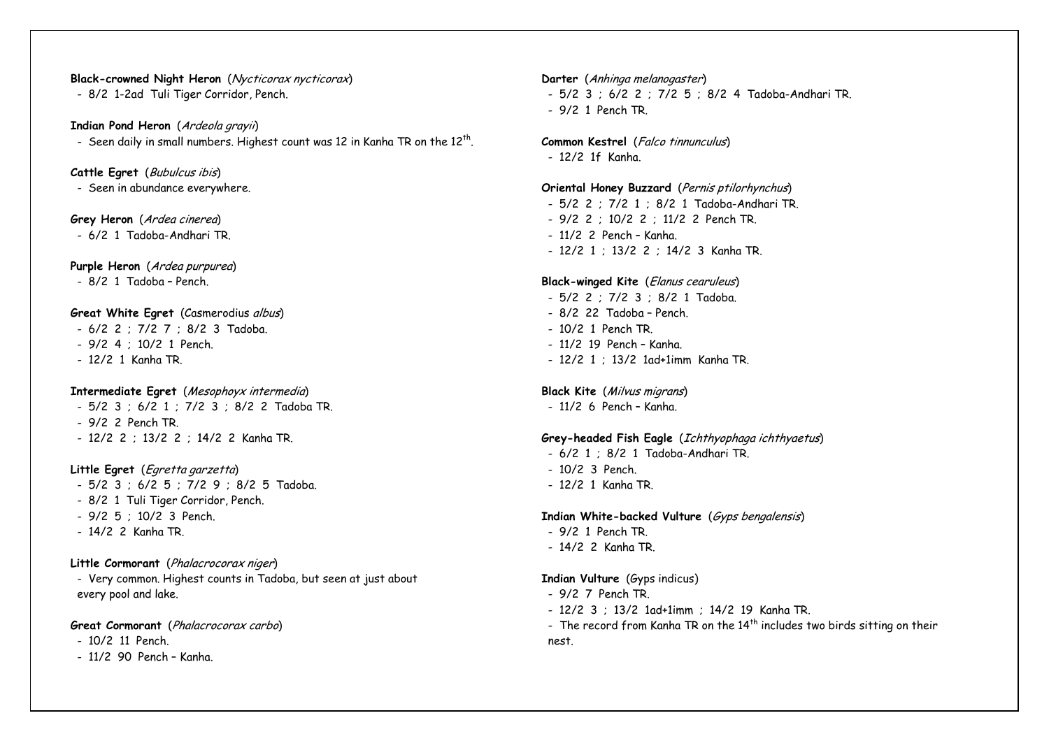**Black-crowned Night Heron** (*Nycticorax nycticorax*)
- 8/2 1-2ad Tuli Tiger Corridor, Pench.

**Indian Pond Heron** (*Ardeola grayii*)
- Seen daily in small numbers. Highest count was 12 in Kanha TR on the 12th.

**Cattle Egret** (*Bubulcus ibis*)
- Seen in abundance everywhere.

**Grey Heron** (*Ardea cinerea*)
- 6/2 1 Tadoba-Andhari TR.

**Purple Heron** (*Ardea purpurea*)
- 8/2 1 Tadoba – Pench.

**Great White Egret** (Casmerodius *albus*)
- 6/2 2 ; 7/2 7 ; 8/2 3 Tadoba.
- 9/2 4 ; 10/2 1 Pench.
- 12/2 1 Kanha TR.

**Intermediate Egret** (*Mesophoyx intermedia*)
- 5/2 3 ; 6/2 1 ; 7/2 3 ; 8/2 2 Tadoba TR.
- 9/2 2 Pench TR.
- 12/2 2 ; 13/2 2 ; 14/2 2 Kanha TR.

**Little Egret** (*Egretta garzetta*)
- 5/2 3 ; 6/2 5 ; 7/2 9 ; 8/2 5 Tadoba.
- 8/2 1 Tuli Tiger Corridor, Pench.
- 9/2 5 ; 10/2 3 Pench.
- 14/2 2 Kanha TR.

**Little Cormorant** (*Phalacrocorax niger*)
- Very common. Highest counts in Tadoba, but seen at just about every pool and lake.

**Great Cormorant** (*Phalacrocorax carbo*)
- 10/2 11 Pench.
- 11/2 90 Pench – Kanha.

**Darter** (*Anhinga melanogaster*)
- 5/2 3 ; 6/2 2 ; 7/2 5 ; 8/2 4 Tadoba-Andhari TR.
- 9/2 1 Pench TR.

**Common Kestrel** (*Falco tinnunculus*)
- 12/2 1f Kanha.

**Oriental Honey Buzzard** (*Pernis ptilorhynchus*)
- 5/2 2 ; 7/2 1 ; 8/2 1 Tadoba-Andhari TR.
- 9/2 2 ; 10/2 2 ; 11/2 2 Pench TR.
- 11/2 2 Pench – Kanha.
- 12/2 1 ; 13/2 2 ; 14/2 3 Kanha TR.

**Black-winged Kite** (*Elanus cearuleus*)
- 5/2 2 ; 7/2 3 ; 8/2 1 Tadoba.
- 8/2 22 Tadoba – Pench.
- 10/2 1 Pench TR.
- 11/2 19 Pench – Kanha.
- 12/2 1 ; 13/2 1ad+1imm Kanha TR.

**Black Kite** (*Milvus migrans*)
- 11/2 6 Pench – Kanha.

**Grey-headed Fish Eagle** (*Ichthyophaga ichthyaetus*)
- 6/2 1 ; 8/2 1 Tadoba-Andhari TR.
- 10/2 3 Pench.
- 12/2 1 Kanha TR.

**Indian White-backed Vulture** (*Gyps bengalensis*)
- 9/2 1 Pench TR.
- 14/2 2 Kanha TR.

**Indian Vulture** (Gyps indicus)
- 9/2 7 Pench TR.
- 12/2 3 ; 13/2 1ad+1imm ; 14/2 19 Kanha TR.
- The record from Kanha TR on the 14th includes two birds sitting on their nest.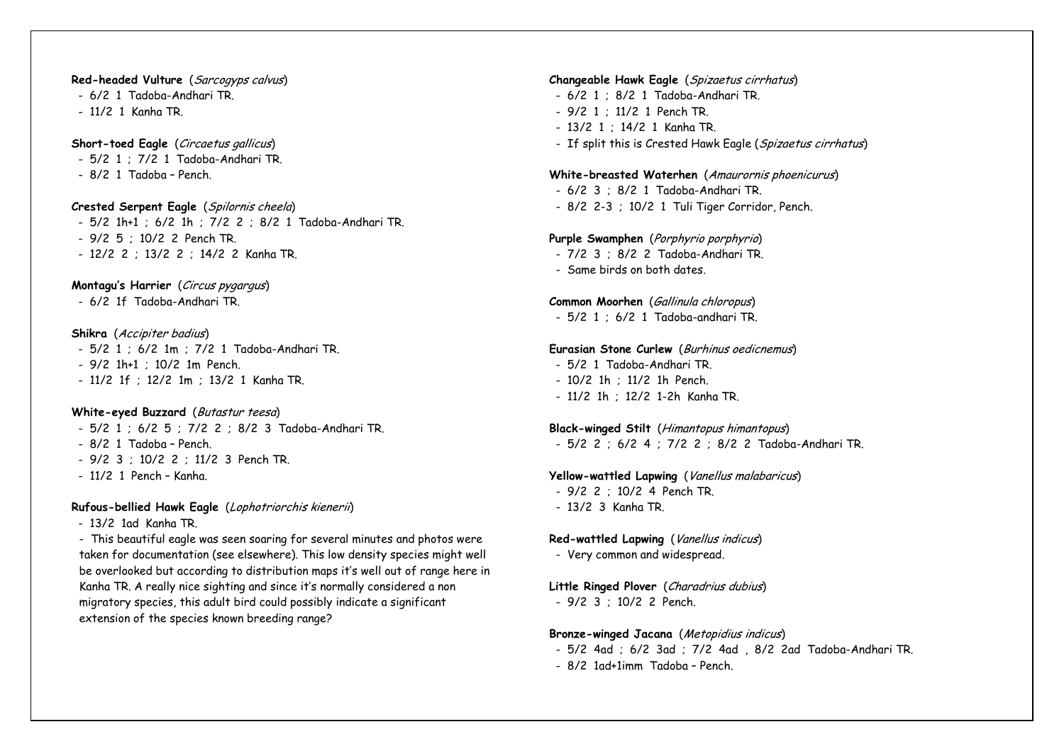**Red-headed Vulture** (*Sarcogyps calvus*)

- 6/2 1 Tadoba-Andhari TR.
- 11/2 1 Kanha TR.

**Short-toed Eagle** (*Circaetus gallicus*)

- 5/2 1 ; 7/2 1 Tadoba-Andhari TR.
- 8/2 1 Tadoba – Pench.

**Crested Serpent Eagle** (*Spilornis cheela*)

- 5/2 1h+1 ; 6/2 1h ; 7/2 2 ; 8/2 1 Tadoba-Andhari TR.
- 9/2 5 ; 10/2 2 Pench TR.
- 12/2 2 ; 13/2 2 ; 14/2 2 Kanha TR.

**Montagu's Harrier** (*Circus pygargus*)

- 6/2 1f Tadoba-Andhari TR.

**Shikra** (*Accipiter badius*)

- 5/2 1 ; 6/2 1m ; 7/2 1 Tadoba-Andhari TR.
- 9/2 1h+1 ; 10/2 1m Pench.
- 11/2 1f ; 12/2 1m ; 13/2 1 Kanha TR.

**White-eyed Buzzard** (*Butastur teesa*)

- 5/2 1 ; 6/2 5 ; 7/2 2 ; 8/2 3 Tadoba-Andhari TR.
- 8/2 1 Tadoba – Pench.
- 9/2 3 ; 10/2 2 ; 11/2 3 Pench TR.
- 11/2 1 Pench – Kanha.

**Rufous-bellied Hawk Eagle** (*Lophotriorchis kienerii*)

- 13/2 1ad Kanha TR.
- This beautiful eagle was seen soaring for several minutes and photos were taken for documentation (see elsewhere). This low density species might well be overlooked but according to distribution maps it's well out of range here in Kanha TR. A really nice sighting and since it's normally considered a non migratory species, this adult bird could possibly indicate a significant extension of the species known breeding range?

**Changeable Hawk Eagle** (*Spizaetus cirrhatus*)

- 6/2 1 ; 8/2 1 Tadoba-Andhari TR.
- 9/2 1 ; 11/2 1 Pench TR.
- 13/2 1 ; 14/2 1 Kanha TR.
- If split this is Crested Hawk Eagle (*Spizaetus cirrhatus*)

**White-breasted Waterhen** (*Amaurornis phoenicurus*)

- 6/2 3 ; 8/2 1 Tadoba-Andhari TR.
- 8/2 2-3 ; 10/2 1 Tuli Tiger Corridor, Pench.

**Purple Swamphen** (*Porphyrio porphyrio*)

- 7/2 3 ; 8/2 2 Tadoba-Andhari TR.
- Same birds on both dates.

**Common Moorhen** (*Gallinula chloropus*)

- 5/2 1 ; 6/2 1 Tadoba-andhari TR.

**Eurasian Stone Curlew** (*Burhinus oedicnemus*)

- 5/2 1 Tadoba-Andhari TR.
- 10/2 1h ; 11/2 1h Pench.
- 11/2 1h ; 12/2 1-2h Kanha TR.

**Black-winged Stilt** (*Himantopus himantopus*)

- 5/2 2 ; 6/2 4 ; 7/2 2 ; 8/2 2 Tadoba-Andhari TR.

**Yellow-wattled Lapwing** (*Vanellus malabaricus*)

- 9/2 2 ; 10/2 4 Pench TR.
- 13/2 3 Kanha TR.

**Red-wattled Lapwing** (*Vanellus indicus*)

- Very common and widespread.

**Little Ringed Plover** (*Charadrius dubius*)

- 9/2 3 ; 10/2 2 Pench.

**Bronze-winged Jacana** (*Metopidius indicus*)

- 5/2 4ad ; 6/2 3ad ; 7/2 4ad , 8/2 2ad Tadoba-Andhari TR.
- 8/2 1ad+1imm Tadoba – Pench.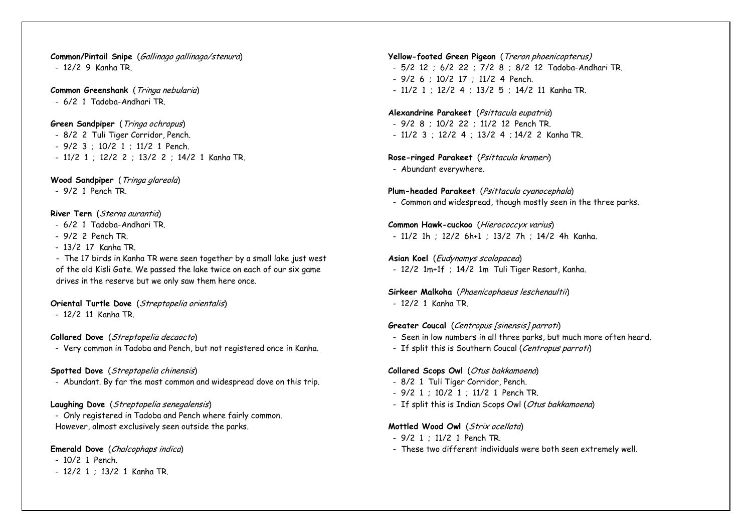**Common/Pintail Snipe** (*Gallinago gallinago/stenura*)
- 12/2 9 Kanha TR.

**Common Greenshank** (*Tringa nebularia*)
- 6/2 1 Tadoba-Andhari TR.

**Green Sandpiper** (*Tringa ochropus*)
- 8/2 2 Tuli Tiger Corridor, Pench.
- 9/2 3 ; 10/2 1 ; 11/2 1 Pench.
- 11/2 1 ; 12/2 2 ; 13/2 2 ; 14/2 1 Kanha TR.

**Wood Sandpiper** (*Tringa glareola*)
- 9/2 1 Pench TR.

**River Tern** (*Sterna aurantia*)
- 6/2 1 Tadoba-Andhari TR.
- 9/2 2 Pench TR.
- 13/2 17 Kanha TR.
- The 17 birds in Kanha TR were seen together by a small lake just west of the old Kisli Gate. We passed the lake twice on each of our six game drives in the reserve but we only saw them here once.

**Oriental Turtle Dove** (*Streptopelia orientalis*)
- 12/2 11 Kanha TR.

**Collared Dove** (*Streptopelia decaocto*)
- Very common in Tadoba and Pench, but not registered once in Kanha.

**Spotted Dove** (*Streptopelia chinensis*)
- Abundant. By far the most common and widespread dove on this trip.

**Laughing Dove** (*Streptopelia senegalensis*)
- Only registered in Tadoba and Pench where fairly common. However, almost exclusively seen outside the parks.

**Emerald Dove** (*Chalcophaps indica*)
- 10/2 1 Pench.
- 12/2 1 ; 13/2 1 Kanha TR.

**Yellow-footed Green Pigeon** (*Treron phoenicopterus)*
- 5/2 12 ; 6/2 22 ; 7/2 8 ; 8/2 12 Tadoba-Andhari TR.
- 9/2 6 ; 10/2 17 ; 11/2 4 Pench.
- 11/2 1 ; 12/2 4 ; 13/2 5 ; 14/2 11 Kanha TR.

**Alexandrine Parakeet** (*Psittacula eupatria*)
- 9/2 8 ; 10/2 22 ; 11/2 12 Pench TR.
- 11/2 3 ; 12/2 4 ; 13/2 4 ; 14/2 2 Kanha TR.

**Rose-ringed Parakeet** (*Psittacula krameri*)
- Abundant everywhere.

**Plum-headed Parakeet** (*Psittacula cyanocephala*)
- Common and widespread, though mostly seen in the three parks.

**Common Hawk-cuckoo** (*Hierococcyx varius*)
- 11/2 1h ; 12/2 6h+1 ; 13/2 7h ; 14/2 4h Kanha.

**Asian Koel** (*Eudynamys scolopacea*)
- 12/2 1m+1f ; 14/2 1m Tuli Tiger Resort, Kanha.

**Sirkeer Malkoha** (*Phaenicophaeus leschenaultii*)
- 12/2 1 Kanha TR.

**Greater Coucal** (*Centropus [sinensis] parroti*)
- Seen in low numbers in all three parks, but much more often heard.
- If split this is Southern Coucal (*Centropus parroti*)

**Collared Scops Owl** (*Otus bakkamoena*)
- 8/2 1 Tuli Tiger Corridor, Pench.
- 9/2 1 ; 10/2 1 ; 11/2 1 Pench TR.
- If split this is Indian Scops Owl (*Otus bakkamoena*)

**Mottled Wood Owl** (*Strix ocellata*)
- 9/2 1 ; 11/2 1 Pench TR.
- These two different individuals were both seen extremely well.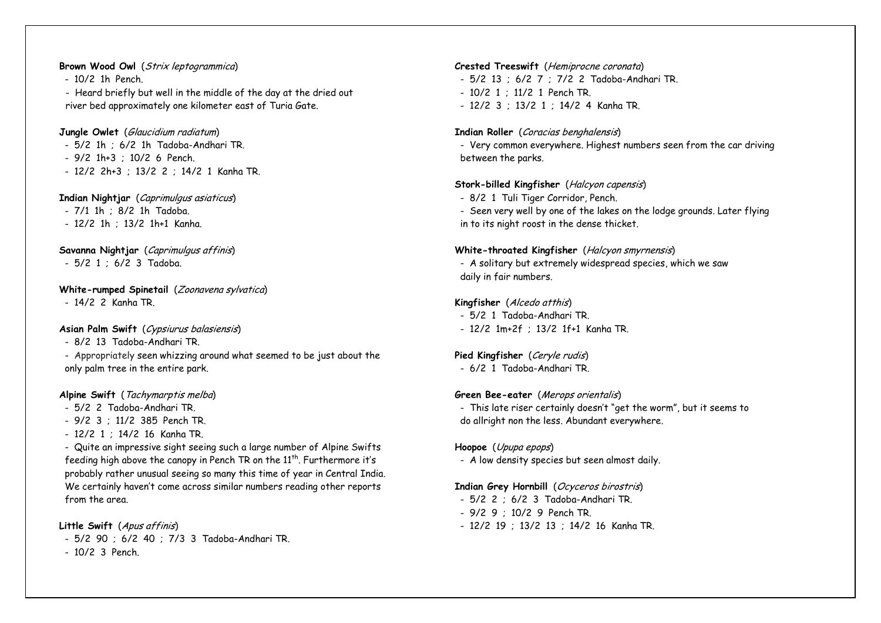**Brown Wood Owl** (*Strix leptogrammica*)

- 10/2 1h Pench.
- Heard briefly but well in the middle of the day at the dried out river bed approximately one kilometer east of Turia Gate.

**Jungle Owlet** (*Glaucidium radiatum*)

- 5/2 1h ; 6/2 1h Tadoba-Andhari TR.
- 9/2 1h+3 ; 10/2 6 Pench.
- 12/2 2h+3 ; 13/2 2 ; 14/2 1 Kanha TR.

**Indian Nightjar** (*Caprimulgus asiaticus*)

- 7/1 1h ; 8/2 1h Tadoba.
- 12/2 1h ; 13/2 1h+1 Kanha.

**Savanna Nightjar** (*Caprimulgus affinis*)

- 5/2 1 ; 6/2 3 Tadoba.

**White-rumped Spinetail** (*Zoonavena sylvatica*)

- 14/2 2 Kanha TR.

**Asian Palm Swift** (*Cypsiurus balasiensis*)

- 8/2 13 Tadoba-Andhari TR.
- Appropriately seen whizzing around what seemed to be just about the only palm tree in the entire park.

**Alpine Swift** (*Tachymarptis melba*)

- 5/2 2 Tadoba-Andhari TR.
- 9/2 3 ; 11/2 385 Pench TR.
- 12/2 1 ; 14/2 16 Kanha TR.
- Quite an impressive sight seeing such a large number of Alpine Swifts feeding high above the canopy in Pench TR on the 11th. Furthermore it's probably rather unusual seeing so many this time of year in Central India. We certainly haven't come across similar numbers reading other reports from the area.

**Little Swift** (*Apus affinis*)

- 5/2 90 ; 6/2 40 ; 7/3 3 Tadoba-Andhari TR.
- 10/2 3 Pench.

**Crested Treeswift** (*Hemiprocne coronata*)

- 5/2 13 ; 6/2 7 ; 7/2 2 Tadoba-Andhari TR.
- 10/2 1 ; 11/2 1 Pench TR.
- 12/2 3 ; 13/2 1 ; 14/2 4 Kanha TR.

**Indian Roller** (*Coracias benghalensis*)

- Very common everywhere. Highest numbers seen from the car driving between the parks.

**Stork-billed Kingfisher** (*Halcyon capensis*)

- 8/2 1 Tuli Tiger Corridor, Pench.
- Seen very well by one of the lakes on the lodge grounds. Later flying in to its night roost in the dense thicket.

**White-throated Kingfisher** (*Halcyon smyrnensis*)

- A solitary but extremely widespread species, which we saw daily in fair numbers.

**Kingfisher** (*Alcedo atthis*)

- 5/2 1 Tadoba-Andhari TR.
- 12/2 1m+2f ; 13/2 1f+1 Kanha TR.

**Pied Kingfisher** (*Ceryle rudis*)

- 6/2 1 Tadoba-Andhari TR.

**Green Bee-eater** (*Merops orientalis*)

- This late riser certainly doesn't "get the worm", but it seems to do allright non the less. Abundant everywhere.

**Hoopoe** (*Upupa epops*)

- A low density species but seen almost daily.

**Indian Grey Hornbill** (*Ocyceros birostris*)

- 5/2 2 ; 6/2 3 Tadoba-Andhari TR.
- 9/2 9 ; 10/2 9 Pench TR.
- 12/2 19 ; 13/2 13 ; 14/2 16 Kanha TR.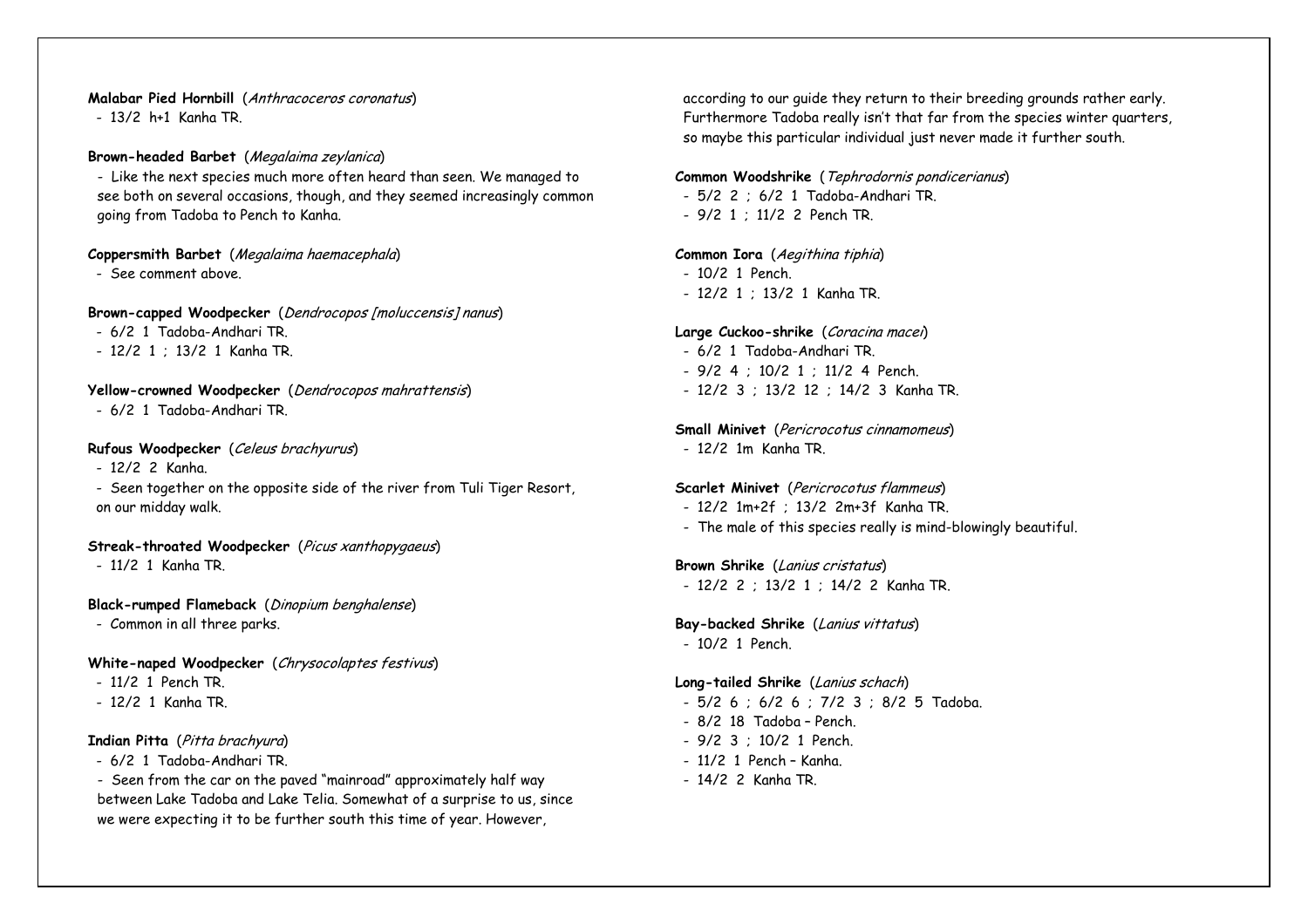**Malabar Pied Hornbill** (*Anthracoceros coronatus*)
- 13/2 h+1 Kanha TR.

**Brown-headed Barbet** (*Megalaima zeylanica*)
- Like the next species much more often heard than seen. We managed to see both on several occasions, though, and they seemed increasingly common going from Tadoba to Pench to Kanha.

**Coppersmith Barbet** (*Megalaima haemacephala*)
- See comment above.

**Brown-capped Woodpecker** (*Dendrocopos [moluccensis] nanus*)
- 6/2 1 Tadoba-Andhari TR.
- 12/2 1 ; 13/2 1 Kanha TR.

**Yellow-crowned Woodpecker** (*Dendrocopos mahrattensis*)
- 6/2 1 Tadoba-Andhari TR.

**Rufous Woodpecker** (*Celeus brachyurus*)
- 12/2 2 Kanha.
- Seen together on the opposite side of the river from Tuli Tiger Resort, on our midday walk.

**Streak-throated Woodpecker** (*Picus xanthopygaeus*)
- 11/2 1 Kanha TR.

**Black-rumped Flameback** (*Dinopium benghalense*)
- Common in all three parks.

**White-naped Woodpecker** (*Chrysocolaptes festivus*)
- 11/2 1 Pench TR.
- 12/2 1 Kanha TR.

**Indian Pitta** (*Pitta brachyura*)
- 6/2 1 Tadoba-Andhari TR.
- Seen from the car on the paved "mainroad" approximately half way between Lake Tadoba and Lake Telia. Somewhat of a surprise to us, since we were expecting it to be further south this time of year. However, according to our guide they return to their breeding grounds rather early. Furthermore Tadoba really isn't that far from the species winter quarters, so maybe this particular individual just never made it further south.

**Common Woodshrike** (*Tephrodornis pondicerianus*)
- 5/2 2 ; 6/2 1 Tadoba-Andhari TR.
- 9/2 1 ; 11/2 2 Pench TR.

**Common Iora** (*Aegithina tiphia*)
- 10/2 1 Pench.
- 12/2 1 ; 13/2 1 Kanha TR.

**Large Cuckoo-shrike** (*Coracina macei*)
- 6/2 1 Tadoba-Andhari TR.
- 9/2 4 ; 10/2 1 ; 11/2 4 Pench.
- 12/2 3 ; 13/2 12 ; 14/2 3 Kanha TR.

**Small Minivet** (*Pericrocotus cinnamomeus*)
- 12/2 1m Kanha TR.

**Scarlet Minivet** (*Pericrocotus flammeus*)
- 12/2 1m+2f ; 13/2 2m+3f Kanha TR.
- The male of this species really is mind-blowingly beautiful.

**Brown Shrike** (*Lanius cristatus*)
- 12/2 2 ; 13/2 1 ; 14/2 2 Kanha TR.

**Bay-backed Shrike** (*Lanius vittatus*)
- 10/2 1 Pench.

**Long-tailed Shrike** (*Lanius schach*)
- 5/2 6 ; 6/2 6 ; 7/2 3 ; 8/2 5 Tadoba.
- 8/2 18 Tadoba – Pench.
- 9/2 3 ; 10/2 1 Pench.
- 11/2 1 Pench – Kanha.
- 14/2 2 Kanha TR.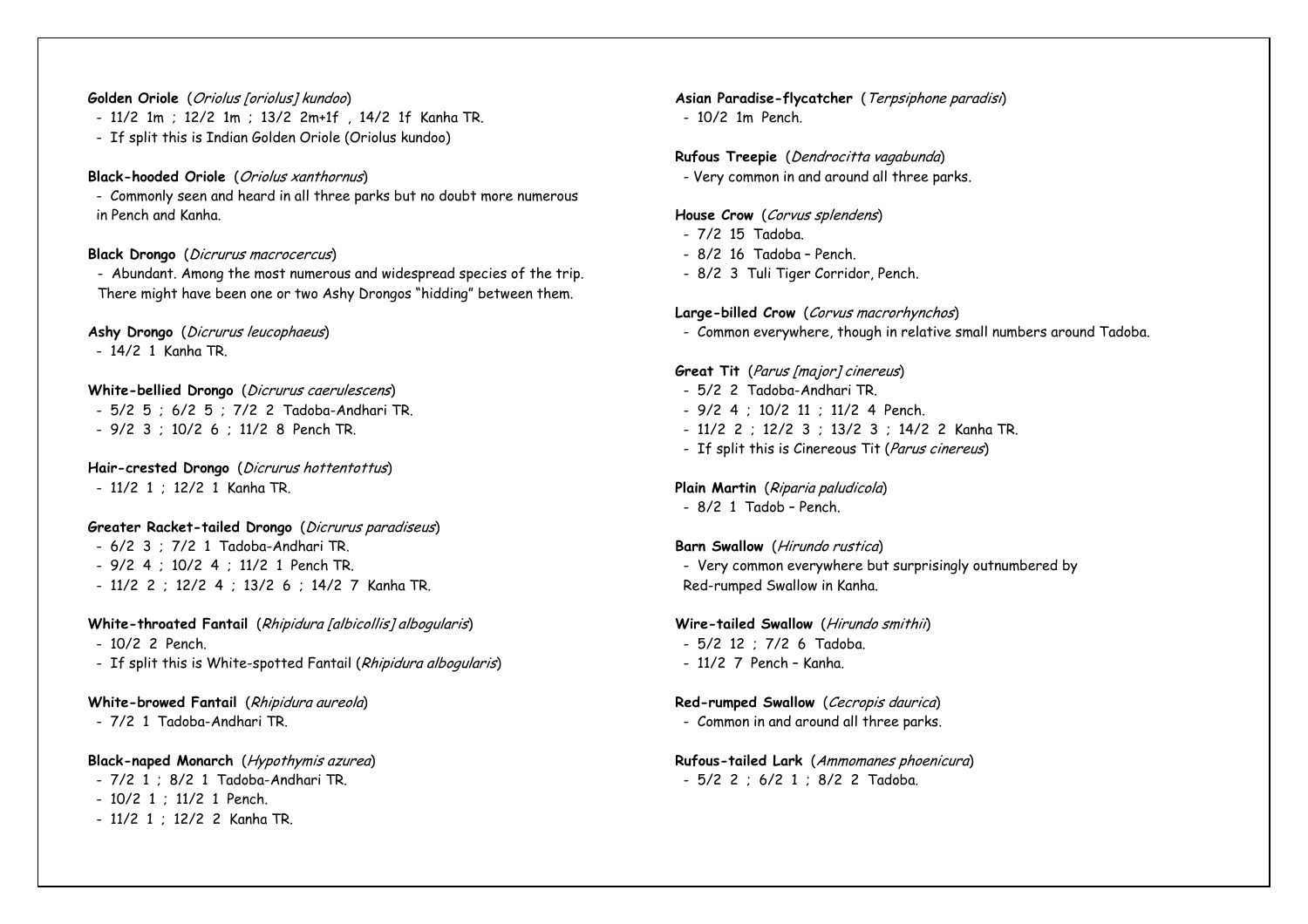**Golden Oriole** (*Oriolus [oriolus] kundoo*)
- 11/2 1m ; 12/2 1m ; 13/2 2m+1f , 14/2 1f Kanha TR.
- If split this is Indian Golden Oriole (Oriolus kundoo)

**Black-hooded Oriole** (*Oriolus xanthornus*)
- Commonly seen and heard in all three parks but no doubt more numerous in Pench and Kanha.

**Black Drongo** (*Dicrurus macrocercus*)
- Abundant. Among the most numerous and widespread species of the trip. There might have been one or two Ashy Drongos "hidding" between them.

**Ashy Drongo** (*Dicrurus leucophaeus*)
- 14/2 1 Kanha TR.

**White-bellied Drongo** (*Dicrurus caerulescens*)
- 5/2 5 ; 6/2 5 ; 7/2 2 Tadoba-Andhari TR.
- 9/2 3 ; 10/2 6 ; 11/2 8 Pench TR.

**Hair-crested Drongo** (*Dicrurus hottentottus*)
- 11/2 1 ; 12/2 1 Kanha TR.

**Greater Racket-tailed Drongo** (*Dicrurus paradiseus*)
- 6/2 3 ; 7/2 1 Tadoba-Andhari TR.
- 9/2 4 ; 10/2 4 ; 11/2 1 Pench TR.
- 11/2 2 ; 12/2 4 ; 13/2 6 ; 14/2 7 Kanha TR.

**White-throated Fantail** (*Rhipidura [albicollis] albogularis*)
- 10/2 2 Pench.
- If split this is White-spotted Fantail (*Rhipidura albogularis*)

**White-browed Fantail** (*Rhipidura aureola*)
- 7/2 1 Tadoba-Andhari TR.

**Black-naped Monarch** (*Hypothymis azurea*)
- 7/2 1 ; 8/2 1 Tadoba-Andhari TR.
- 10/2 1 ; 11/2 1 Pench.
- 11/2 1 ; 12/2 2 Kanha TR.

**Asian Paradise-flycatcher** (*Terpsiphone paradisi*)
- 10/2 1m Pench.

**Rufous Treepie** (*Dendrocitta vagabunda*)
- Very common in and around all three parks.

**House Crow** (*Corvus splendens*)
- 7/2 15 Tadoba.
- 8/2 16 Tadoba – Pench.
- 8/2 3 Tuli Tiger Corridor, Pench.

**Large-billed Crow** (*Corvus macrorhynchos*)
- Common everywhere, though in relative small numbers around Tadoba.

**Great Tit** (*Parus [major] cinereus*)
- 5/2 2 Tadoba-Andhari TR.
- 9/2 4 ; 10/2 11 ; 11/2 4 Pench.
- 11/2 2 ; 12/2 3 ; 13/2 3 ; 14/2 2 Kanha TR.
- If split this is Cinereous Tit (*Parus cinereus*)

**Plain Martin** (*Riparia paludicola*)
- 8/2 1 Tadob – Pench.

**Barn Swallow** (*Hirundo rustica*)
- Very common everywhere but surprisingly outnumbered by Red-rumped Swallow in Kanha.

**Wire-tailed Swallow** (*Hirundo smithii*)
- 5/2 12 ; 7/2 6 Tadoba.
- 11/2 7 Pench – Kanha.

**Red-rumped Swallow** (*Cecropis daurica*)
- Common in and around all three parks.

**Rufous-tailed Lark** (*Ammomanes phoenicura*)
- 5/2 2 ; 6/2 1 ; 8/2 2 Tadoba.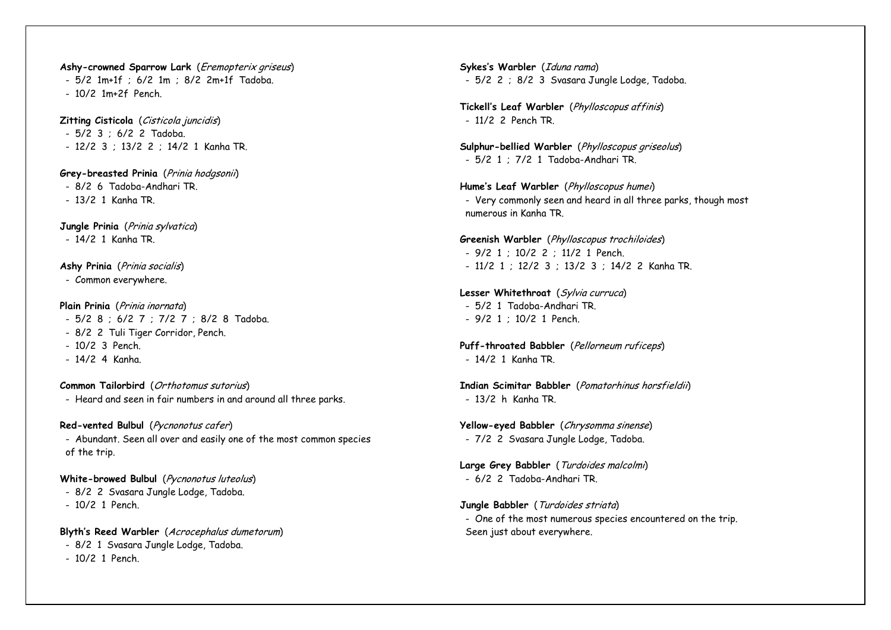**Ashy-crowned Sparrow Lark** (*Eremopterix griseus*)
- 5/2 1m+1f ; 6/2 1m ; 8/2 2m+1f Tadoba.
- 10/2 1m+2f Pench.

**Zitting Cisticola** (*Cisticola juncidis*)
- 5/2 3 ; 6/2 2 Tadoba.
- 12/2 3 ; 13/2 2 ; 14/2 1 Kanha TR.

**Grey-breasted Prinia** (*Prinia hodgsonii*)
- 8/2 6 Tadoba-Andhari TR.
- 13/2 1 Kanha TR.

**Jungle Prinia** (*Prinia sylvatica*)
- 14/2 1 Kanha TR.

**Ashy Prinia** (*Prinia socialis*)
- Common everywhere.

**Plain Prinia** (*Prinia inornata*)
- 5/2 8 ; 6/2 7 ; 7/2 7 ; 8/2 8 Tadoba.
- 8/2 2 Tuli Tiger Corridor, Pench.
- 10/2 3 Pench.
- 14/2 4 Kanha.

**Common Tailorbird** (*Orthotomus sutorius*)
- Heard and seen in fair numbers in and around all three parks.

**Red-vented Bulbul** (*Pycnonotus cafer*)
- Abundant. Seen all over and easily one of the most common species of the trip.

**White-browed Bulbul** (*Pycnonotus luteolus*)
- 8/2 2 Svasara Jungle Lodge, Tadoba.
- 10/2 1 Pench.

**Blyth's Reed Warbler** (*Acrocephalus dumetorum*)
- 8/2 1 Svasara Jungle Lodge, Tadoba.
- 10/2 1 Pench.

**Sykes's Warbler** (*Iduna rama*)
- 5/2 2 ; 8/2 3 Svasara Jungle Lodge, Tadoba.

**Tickell's Leaf Warbler** (*Phylloscopus affinis*)
- 11/2 2 Pench TR.

**Sulphur-bellied Warbler** (*Phylloscopus griseolus*)
- 5/2 1 ; 7/2 1 Tadoba-Andhari TR.

**Hume's Leaf Warbler** (*Phylloscopus humei*)
- Very commonly seen and heard in all three parks, though most numerous in Kanha TR.

**Greenish Warbler** (*Phylloscopus trochiloides*)
- 9/2 1 ; 10/2 2 ; 11/2 1 Pench.
- 11/2 1 ; 12/2 3 ; 13/2 3 ; 14/2 2 Kanha TR.

**Lesser Whitethroat** (*Sylvia curruca*)
- 5/2 1 Tadoba-Andhari TR.
- 9/2 1 ; 10/2 1 Pench.

**Puff-throated Babbler** (*Pellorneum ruficeps*)
- 14/2 1 Kanha TR.

**Indian Scimitar Babbler** (*Pomatorhinus horsfieldii*)
- 13/2 h Kanha TR.

**Yellow-eyed Babbler** (*Chrysomma sinense*)
- 7/2 2 Svasara Jungle Lodge, Tadoba.

**Large Grey Babbler** (*Turdoides malcolmi*)
- 6/2 2 Tadoba-Andhari TR.

**Jungle Babbler** (*Turdoides striata*)
- One of the most numerous species encountered on the trip. Seen just about everywhere.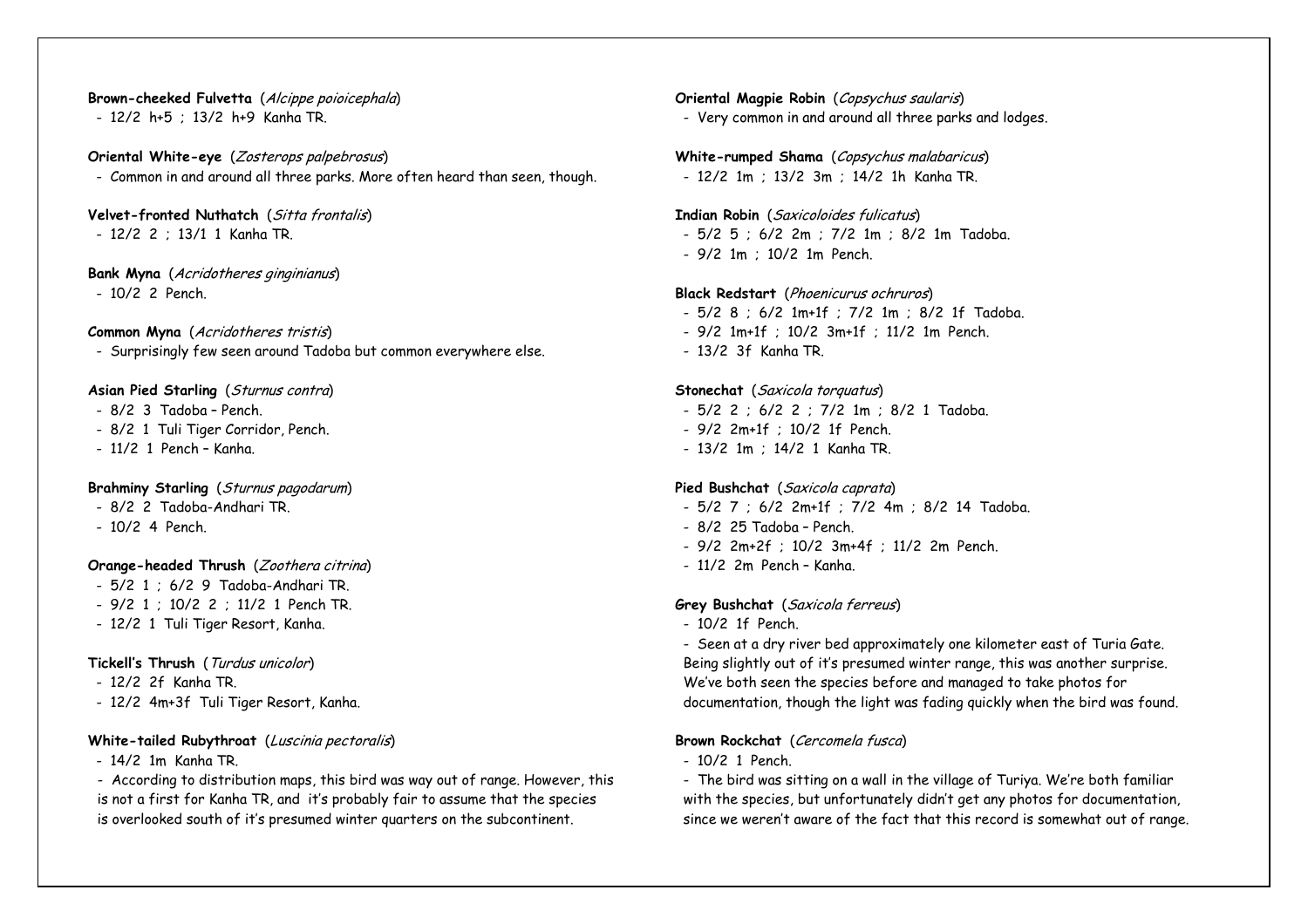**Brown-cheeked Fulvetta** (*Alcippe poioicephala*)
- 12/2 h+5 ; 13/2 h+9 Kanha TR.

**Oriental White-eye** (*Zosterops palpebrosus*)
- Common in and around all three parks. More often heard than seen, though.

**Velvet-fronted Nuthatch** (*Sitta frontalis*)
- 12/2 2 ; 13/1 1 Kanha TR.

**Bank Myna** (*Acridotheres ginginianus*)
- 10/2 2 Pench.

**Common Myna** (*Acridotheres tristis*)
- Surprisingly few seen around Tadoba but common everywhere else.

**Asian Pied Starling** (*Sturnus contra*)
- 8/2 3 Tadoba – Pench.
- 8/2 1 Tuli Tiger Corridor, Pench.
- 11/2 1 Pench – Kanha.

**Brahminy Starling** (*Sturnus pagodarum*)
- 8/2 2 Tadoba-Andhari TR.
- 10/2 4 Pench.

**Orange-headed Thrush** (*Zoothera citrina*)
- 5/2 1 ; 6/2 9 Tadoba-Andhari TR.
- 9/2 1 ; 10/2 2 ; 11/2 1 Pench TR.
- 12/2 1 Tuli Tiger Resort, Kanha.

**Tickell's Thrush** (*Turdus unicolor*)
- 12/2 2f Kanha TR.
- 12/2 4m+3f Tuli Tiger Resort, Kanha.

**White-tailed Rubythroat** (*Luscinia pectoralis*)
- 14/2 1m Kanha TR.
- According to distribution maps, this bird was way out of range. However, this is not a first for Kanha TR, and it's probably fair to assume that the species is overlooked south of it's presumed winter quarters on the subcontinent.

**Oriental Magpie Robin** (*Copsychus saularis*)
- Very common in and around all three parks and lodges.

**White-rumped Shama** (*Copsychus malabaricus*)
- 12/2 1m ; 13/2 3m ; 14/2 1h Kanha TR.

**Indian Robin** (*Saxicoloides fulicatus*)
- 5/2 5 ; 6/2 2m ; 7/2 1m ; 8/2 1m Tadoba.
- 9/2 1m ; 10/2 1m Pench.

**Black Redstart** (*Phoenicurus ochruros*)
- 5/2 8 ; 6/2 1m+1f ; 7/2 1m ; 8/2 1f Tadoba.
- 9/2 1m+1f ; 10/2 3m+1f ; 11/2 1m Pench.
- 13/2 3f Kanha TR.

**Stonechat** (*Saxicola torquatus*)
- 5/2 2 ; 6/2 2 ; 7/2 1m ; 8/2 1 Tadoba.
- 9/2 2m+1f ; 10/2 1f Pench.
- 13/2 1m ; 14/2 1 Kanha TR.

**Pied Bushchat** (*Saxicola caprata*)
- 5/2 7 ; 6/2 2m+1f ; 7/2 4m ; 8/2 14 Tadoba.
- 8/2 25 Tadoba – Pench.
- 9/2 2m+2f ; 10/2 3m+4f ; 11/2 2m Pench.
- 11/2 2m Pench – Kanha.

**Grey Bushchat** (*Saxicola ferreus*)
- 10/2 1f Pench.
- Seen at a dry river bed approximately one kilometer east of Turia Gate. Being slightly out of it's presumed winter range, this was another surprise. We've both seen the species before and managed to take photos for documentation, though the light was fading quickly when the bird was found.

**Brown Rockchat** (*Cercomela fusca*)
- 10/2 1 Pench.
- The bird was sitting on a wall in the village of Turiya. We're both familiar with the species, but unfortunately didn't get any photos for documentation, since we weren't aware of the fact that this record is somewhat out of range.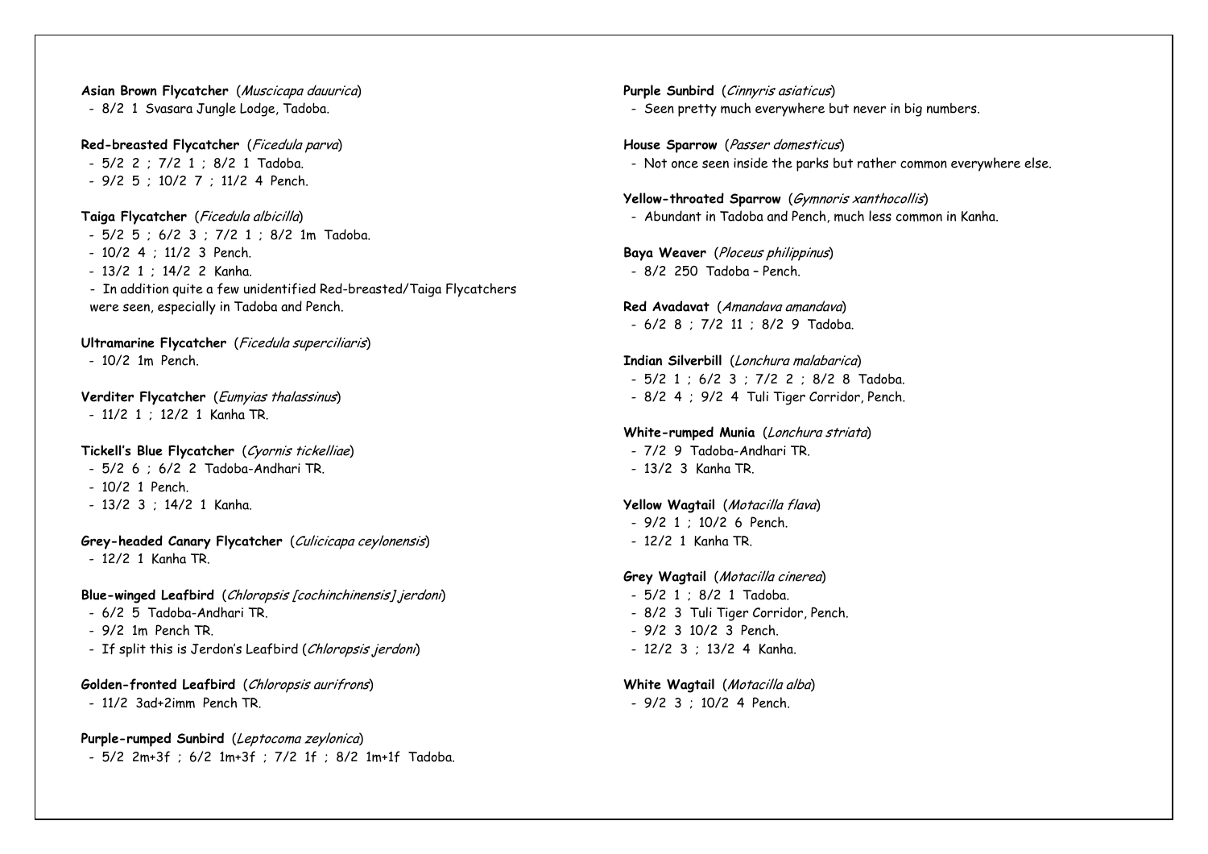**Asian Brown Flycatcher** (*Muscicapa dauurica*)
- 8/2 1 Svasara Jungle Lodge, Tadoba.

**Red-breasted Flycatcher** (*Ficedula parva*)
- 5/2 2 ; 7/2 1 ; 8/2 1 Tadoba.
- 9/2 5 ; 10/2 7 ; 11/2 4 Pench.

**Taiga Flycatcher** (*Ficedula albicilla*)
- 5/2 5 ; 6/2 3 ; 7/2 1 ; 8/2 1m Tadoba.
- 10/2 4 ; 11/2 3 Pench.
- 13/2 1 ; 14/2 2 Kanha.
- In addition quite a few unidentified Red-breasted/Taiga Flycatchers were seen, especially in Tadoba and Pench.

**Ultramarine Flycatcher** (*Ficedula superciliaris*)
- 10/2 1m Pench.

**Verditer Flycatcher** (*Eumyias thalassinus*)
- 11/2 1 ; 12/2 1 Kanha TR.

**Tickell's Blue Flycatcher** (*Cyornis tickelliae*)
- 5/2 6 ; 6/2 2 Tadoba-Andhari TR.
- 10/2 1 Pench.
- 13/2 3 ; 14/2 1 Kanha.

**Grey-headed Canary Flycatcher** (*Culicicapa ceylonensis*)
- 12/2 1 Kanha TR.

**Blue-winged Leafbird** (*Chloropsis [cochinchinensis] jerdoni*)
- 6/2 5 Tadoba-Andhari TR.
- 9/2 1m Pench TR.
- If split this is Jerdon's Leafbird (*Chloropsis jerdoni*)

**Golden-fronted Leafbird** (*Chloropsis aurifrons*)
- 11/2 3ad+2imm Pench TR.

**Purple-rumped Sunbird** (*Leptocoma zeylonica*)
- 5/2 2m+3f ; 6/2 1m+3f ; 7/2 1f ; 8/2 1m+1f Tadoba.

**Purple Sunbird** (*Cinnyris asiaticus*)
- Seen pretty much everywhere but never in big numbers.

**House Sparrow** (*Passer domesticus*)
- Not once seen inside the parks but rather common everywhere else.

**Yellow-throated Sparrow** (*Gymnoris xanthocollis*)
- Abundant in Tadoba and Pench, much less common in Kanha.

**Baya Weaver** (*Ploceus philippinus*)
- 8/2 250 Tadoba – Pench.

**Red Avadavat** (*Amandava amandava*)
- 6/2 8 ; 7/2 11 ; 8/2 9 Tadoba.

**Indian Silverbill** (*Lonchura malabarica*)
- 5/2 1 ; 6/2 3 ; 7/2 2 ; 8/2 8 Tadoba.
- 8/2 4 ; 9/2 4 Tuli Tiger Corridor, Pench.

**White-rumped Munia** (*Lonchura striata*)
- 7/2 9 Tadoba-Andhari TR.
- 13/2 3 Kanha TR.

**Yellow Wagtail** (*Motacilla flava*)
- 9/2 1 ; 10/2 6 Pench.
- 12/2 1 Kanha TR.

**Grey Wagtail** (*Motacilla cinerea*)
- 5/2 1 ; 8/2 1 Tadoba.
- 8/2 3 Tuli Tiger Corridor, Pench.
- 9/2 3 10/2 3 Pench.
- 12/2 3 ; 13/2 4 Kanha.

**White Wagtail** (*Motacilla alba*)
- 9/2 3 ; 10/2 4 Pench.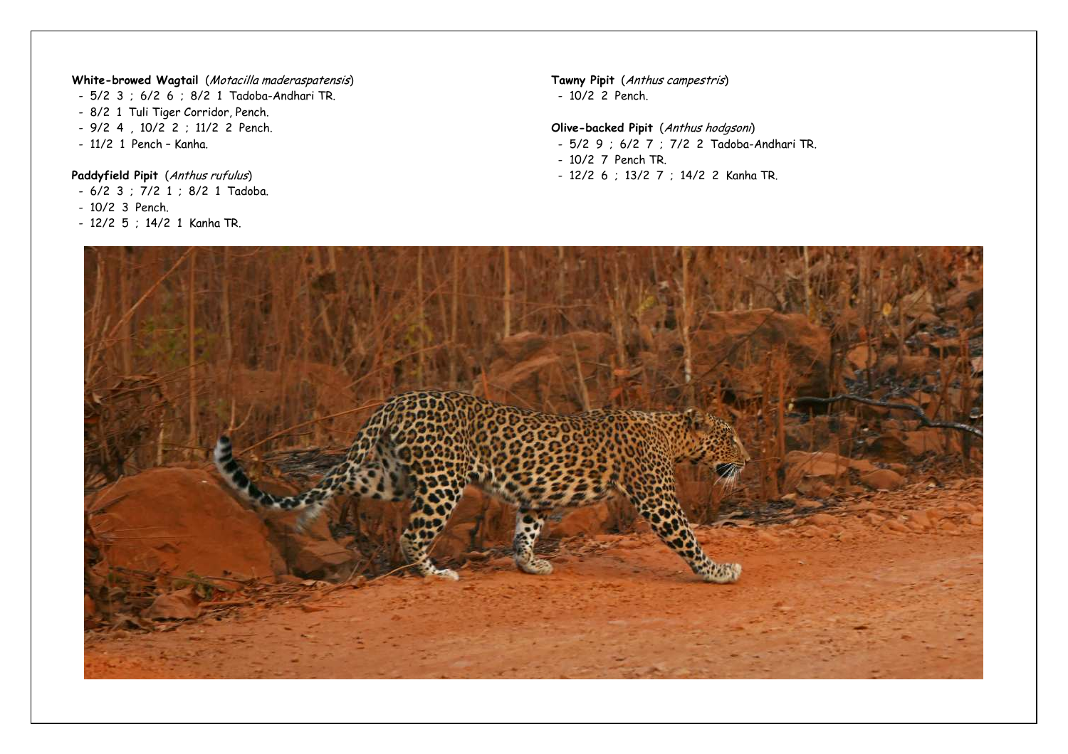**White-browed Wagtail** (*Motacilla maderaspatensis*)

- 5/2 3 ; 6/2 6 ; 8/2 1 Tadoba-Andhari TR.
- 8/2 1 Tuli Tiger Corridor, Pench.
- 9/2 4 , 10/2 2 ; 11/2 2 Pench.
- 11/2 1 Pench – Kanha.

**Paddyfield Pipit** (*Anthus rufulus*)

- 6/2 3 ; 7/2 1 ; 8/2 1 Tadoba.
- 10/2 3 Pench.
- 12/2 5 ; 14/2 1 Kanha TR.

**Tawny Pipit** (*Anthus campestris*)

- 10/2 2 Pench.

**Olive-backed Pipit** (*Anthus hodgsoni*)

- 5/2 9 ; 6/2 7 ; 7/2 2 Tadoba-Andhari TR.
- 10/2 7 Pench TR.
- 12/2 6 ; 13/2 7 ; 14/2 2 Kanha TR.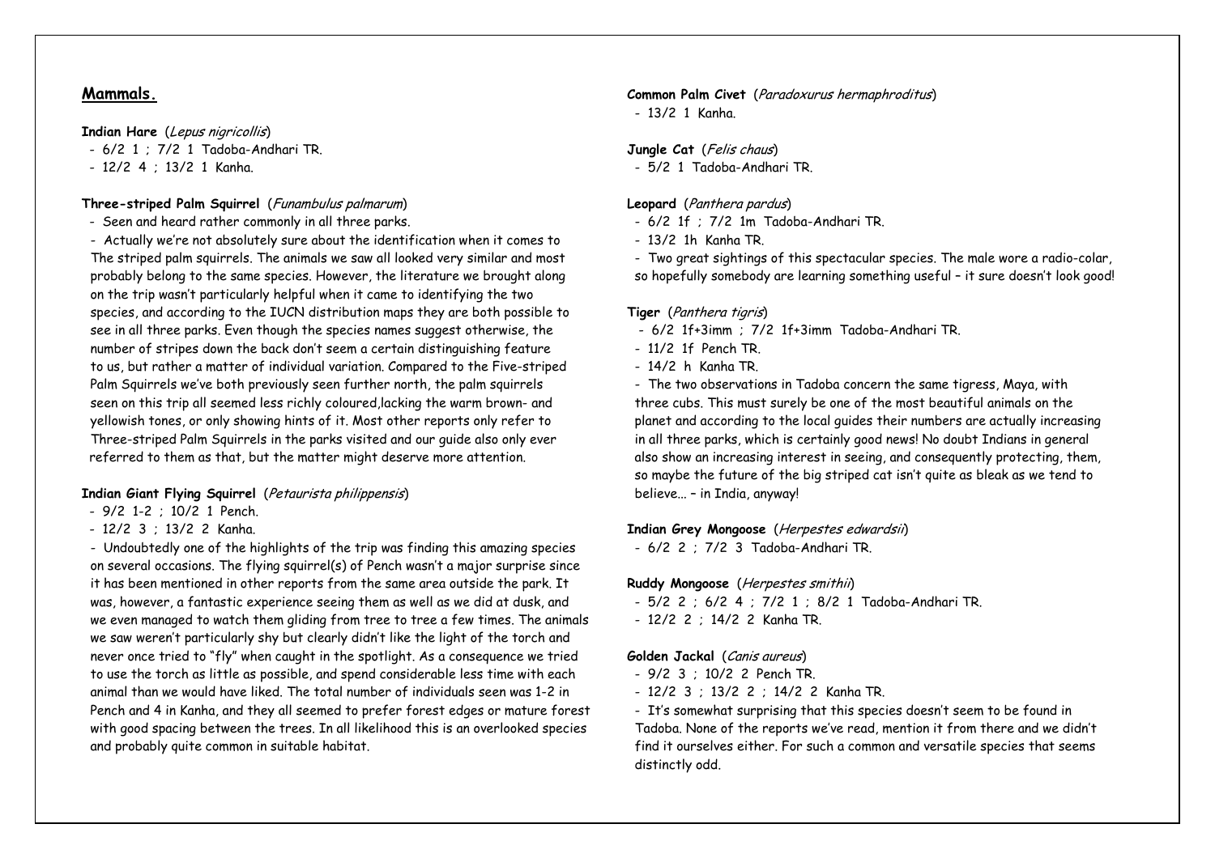## Mammals.

**Indian Hare** (*Lepus nigricollis*)

- 6/2 1 ; 7/2 1 Tadoba-Andhari TR.
- 12/2 4 ; 13/2 1 Kanha.

**Three-striped Palm Squirrel** (*Funambulus palmarum*)

- Seen and heard rather commonly in all three parks.
- Actually we're not absolutely sure about the identification when it comes to The striped palm squirrels. The animals we saw all looked very similar and most probably belong to the same species. However, the literature we brought along on the trip wasn't particularly helpful when it came to identifying the two species, and according to the IUCN distribution maps they are both possible to see in all three parks. Even though the species names suggest otherwise, the number of stripes down the back don't seem a certain distinguishing feature to us, but rather a matter of individual variation. Compared to the Five-striped Palm Squirrels we've both previously seen further north, the palm squirrels seen on this trip all seemed less richly coloured,lacking the warm brown- and yellowish tones, or only showing hints of it. Most other reports only refer to Three-striped Palm Squirrels in the parks visited and our guide also only ever referred to them as that, but the matter might deserve more attention.

**Indian Giant Flying Squirrel** (*Petaurista philippensis*)

- 9/2 1-2 ; 10/2 1 Pench.
- 12/2 3 ; 13/2 2 Kanha.
- Undoubtedly one of the highlights of the trip was finding this amazing species on several occasions. The flying squirrel(s) of Pench wasn't a major surprise since it has been mentioned in other reports from the same area outside the park. It was, however, a fantastic experience seeing them as well as we did at dusk, and we even managed to watch them gliding from tree to tree a few times. The animals we saw weren't particularly shy but clearly didn't like the light of the torch and never once tried to "fly" when caught in the spotlight. As a consequence we tried to use the torch as little as possible, and spend considerable less time with each animal than we would have liked. The total number of individuals seen was 1-2 in Pench and 4 in Kanha, and they all seemed to prefer forest edges or mature forest with good spacing between the trees. In all likelihood this is an overlooked species and probably quite common in suitable habitat.

**Common Palm Civet** (*Paradoxurus hermaphroditus*)

- 13/2 1 Kanha.

**Jungle Cat** (*Felis chaus*)

- 5/2 1 Tadoba-Andhari TR.

**Leopard** (*Panthera pardus*)

- 6/2 1f ; 7/2 1m Tadoba-Andhari TR.
- 13/2 1h Kanha TR.
- Two great sightings of this spectacular species. The male wore a radio-colar, so hopefully somebody are learning something useful – it sure doesn't look good!

**Tiger** (*Panthera tigris*)

- 6/2 1f+3imm ; 7/2 1f+3imm Tadoba-Andhari TR.
- 11/2 1f Pench TR.
- 14/2 h Kanha TR.
- The two observations in Tadoba concern the same tigress, Maya, with three cubs. This must surely be one of the most beautiful animals on the planet and according to the local guides their numbers are actually increasing in all three parks, which is certainly good news! No doubt Indians in general also show an increasing interest in seeing, and consequently protecting, them, so maybe the future of the big striped cat isn't quite as bleak as we tend to believe… – in India, anyway!

**Indian Grey Mongoose** (*Herpestes edwardsii*)

- 6/2 2 ; 7/2 3 Tadoba-Andhari TR.

**Ruddy Mongoose** (*Herpestes smithii*)

- 5/2 2 ; 6/2 4 ; 7/2 1 ; 8/2 1 Tadoba-Andhari TR.
- 12/2 2 ; 14/2 2 Kanha TR.

**Golden Jackal** (*Canis aureus*)

- 9/2 3 ; 10/2 2 Pench TR.
- 12/2 3 ; 13/2 2 ; 14/2 2 Kanha TR.
- It's somewhat surprising that this species doesn't seem to be found in Tadoba. None of the reports we've read, mention it from there and we didn't find it ourselves either. For such a common and versatile species that seems distinctly odd.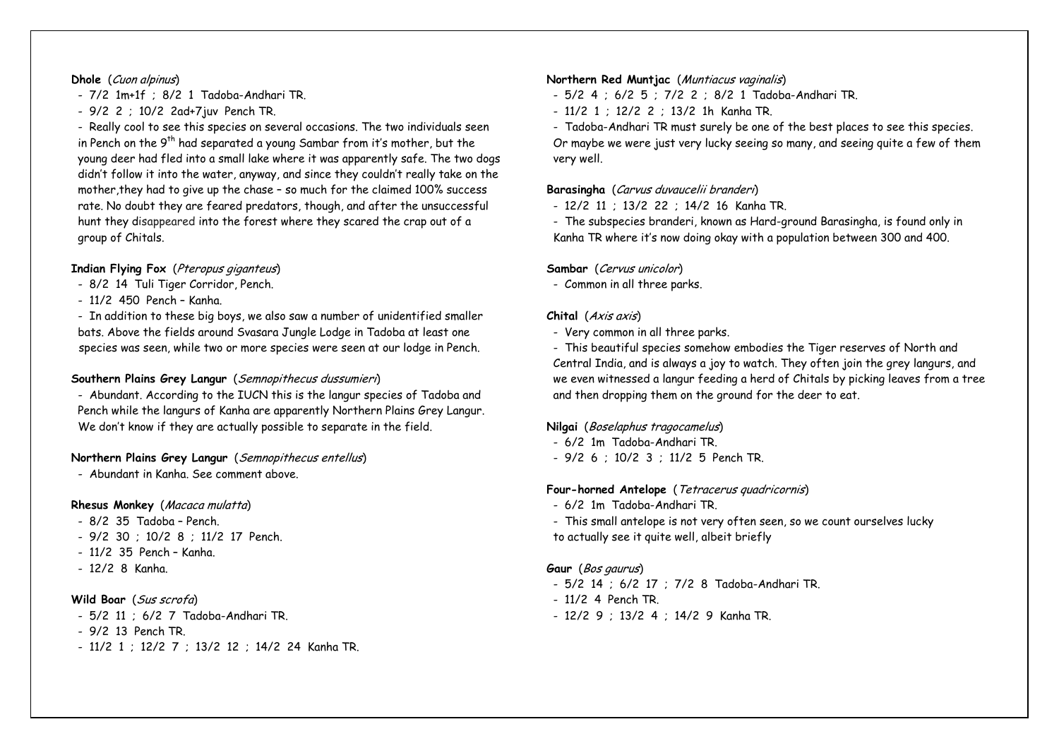**Dhole** (*Cuon alpinus*)

- 7/2 1m+1f ; 8/2 1 Tadoba-Andhari TR.
- 9/2 2 ; 10/2 2ad+7juv Pench TR.
- Really cool to see this species on several occasions. The two individuals seen in Pench on the 9th had separated a young Sambar from it's mother, but the young deer had fled into a small lake where it was apparently safe. The two dogs didn't follow it into the water, anyway, and since they couldn't really take on the mother,they had to give up the chase – so much for the claimed 100% success rate. No doubt they are feared predators, though, and after the unsuccessful hunt they disappeared into the forest where they scared the crap out of a group of Chitals.

**Indian Flying Fox** (*Pteropus giganteus*)

- 8/2 14 Tuli Tiger Corridor, Pench.
- 11/2 450 Pench – Kanha.
- In addition to these big boys, we also saw a number of unidentified smaller bats. Above the fields around Svasara Jungle Lodge in Tadoba at least one species was seen, while two or more species were seen at our lodge in Pench.

**Southern Plains Grey Langur** (*Semnopithecus dussumieri*)

- Abundant. According to the IUCN this is the langur species of Tadoba and Pench while the langurs of Kanha are apparently Northern Plains Grey Langur. We don't know if they are actually possible to separate in the field.

**Northern Plains Grey Langur** (*Semnopithecus entellus*)

- Abundant in Kanha. See comment above.

**Rhesus Monkey** (*Macaca mulatta*)

- 8/2 35 Tadoba – Pench.
- 9/2 30 ; 10/2 8 ; 11/2 17 Pench.
- 11/2 35 Pench – Kanha.
- 12/2 8 Kanha.

**Wild Boar** (*Sus scrofa*)

- 5/2 11 ; 6/2 7 Tadoba-Andhari TR.
- 9/2 13 Pench TR.
- 11/2 1 ; 12/2 7 ; 13/2 12 ; 14/2 24 Kanha TR.

**Northern Red Muntjac** (*Muntiacus vaginalis*)

- 5/2 4 ; 6/2 5 ; 7/2 2 ; 8/2 1 Tadoba-Andhari TR.
- 11/2 1 ; 12/2 2 ; 13/2 1h Kanha TR.
- Tadoba-Andhari TR must surely be one of the best places to see this species. Or maybe we were just very lucky seeing so many, and seeing quite a few of them very well.

**Barasingha** (*Carvus duvaucelii branderi*)

- 12/2 11 ; 13/2 22 ; 14/2 16 Kanha TR.
- The subspecies branderi, known as Hard-ground Barasingha, is found only in Kanha TR where it's now doing okay with a population between 300 and 400.

**Sambar** (*Cervus unicolor*)

- Common in all three parks.

**Chital** (*Axis axis*)

- Very common in all three parks.
- This beautiful species somehow embodies the Tiger reserves of North and Central India, and is always a joy to watch. They often join the grey langurs, and we even witnessed a langur feeding a herd of Chitals by picking leaves from a tree and then dropping them on the ground for the deer to eat.

**Nilgai** (*Boselaphus tragocamelus*)

- 6/2 1m Tadoba-Andhari TR.
- 9/2 6 ; 10/2 3 ; 11/2 5 Pench TR.

**Four-horned Antelope** (*Tetracerus quadricornis*)

- 6/2 1m Tadoba-Andhari TR.
- This small antelope is not very often seen, so we count ourselves lucky to actually see it quite well, albeit briefly

**Gaur** (*Bos gaurus*)

- 5/2 14 ; 6/2 17 ; 7/2 8 Tadoba-Andhari TR.
- 11/2 4 Pench TR.
- 12/2 9 ; 13/2 4 ; 14/2 9 Kanha TR.